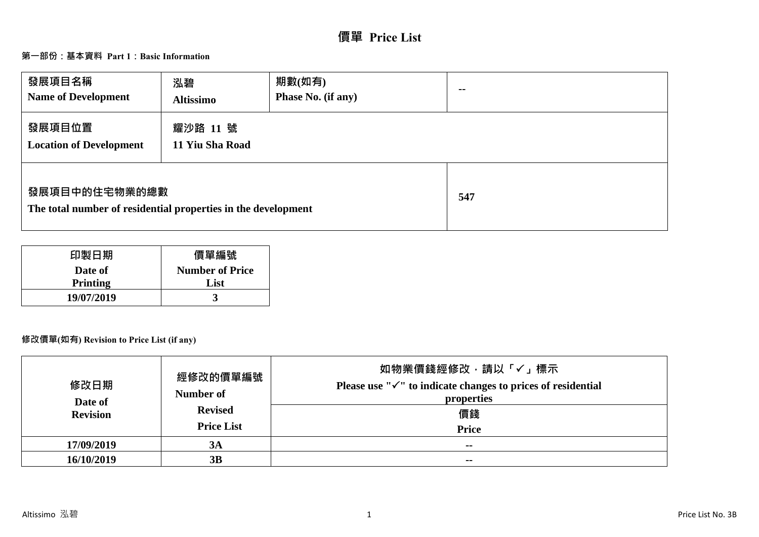# 價單 Price List

## 第一部份：基本資料 Part 1：Basic Information

| 發展項目名稱<br>Name of Development | 泓碧<br>Altissimo | 期數(如有)<br>Phase No. (if any) | -- |
|---|---|---|---|
| 發展項目位置<br>Location of Development | 耀沙路 11 號<br>11 Yiu Sha Road | | |
| 發展項目中的住宅物業的總數<br>The total number of residential properties in the development | | | 547 |

| 印製日期<br>Date of Printing | 價單編號<br>Number of Price List |
|---|---|
| 19/07/2019 | 3 |

### 修改價單(如有) Revision to Price List (if any)

| 修改日期<br>Date of Revision | 經修改的價單編號<br>Number of Revised Price List | 如物業價錢經修改，請以「✓」標示<br>Please use "✓" to indicate changes to prices of residential properties<br>價錢<br>Price |
|---|---|---|
| 17/09/2019 | 3A | -- |
| 16/10/2019 | 3B | -- |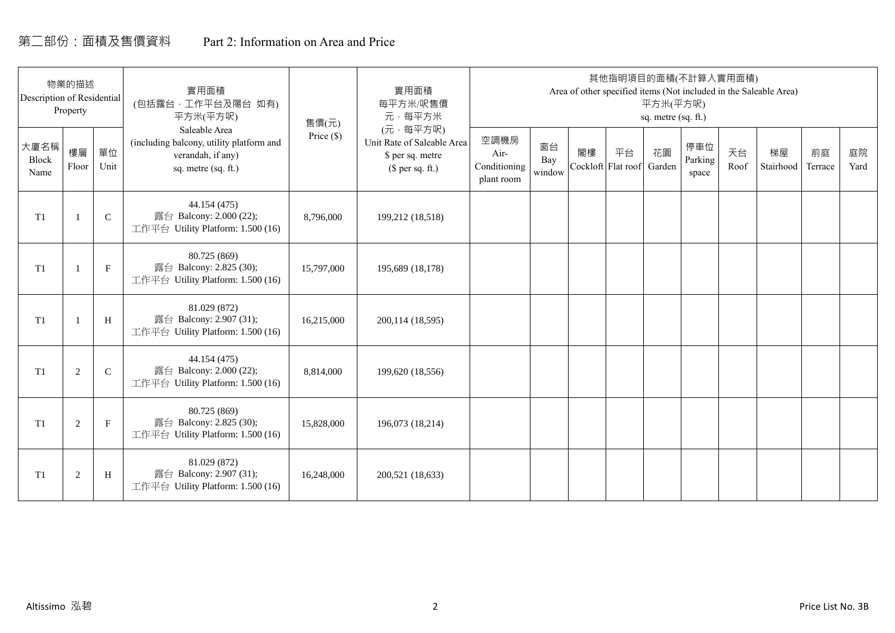# 第二部份：面積及售價資料 Part 2: Information on Area and Price

| 物業的描述 Description of Residential Property | | | 實用面積 (包括露台，工作平台及陽台 如有) 平方米(平方呎) Saleable Area (including balcony, utility platform and verandah, if any) sq. metre (sq. ft.) | 售價(元) Price ($) | 實用面積 每平方米/呎售價 元，每平方米 (元，每平方呎) Unit Rate of Saleable Area $ per sq. metre ($ per sq. ft.) | 其他指明項目的面積(不計算入實用面積) Area of other specified items (Not included in the Saleable Area) 平方米(平方呎) sq. metre (sq. ft.) | | | | | | | | | |
|---|---|---|---|---|---|---|---|---|---|---|---|---|---|---|---|
| 大廈名稱 Block Name | 樓層 Floor | 單位 Unit | | | | 空調機房 Air-Conditioning plant room | 窗台 Bay window | 閣樓 Cockloft | 平台 Flat roof | 花園 Garden | 停車位 Parking space | 天台 Roof | 梯屋 Stairhood | 前庭 Terrace | 庭院 Yard |
| T1 | 1 | C | 44.154 (475) 露台 Balcony: 2.000 (22); 工作平台 Utility Platform: 1.500 (16) | 8,796,000 | 199,212 (18,518) | | | | | | | | | | |
| T1 | 1 | F | 80.725 (869) 露台 Balcony: 2.825 (30); 工作平台 Utility Platform: 1.500 (16) | 15,797,000 | 195,689 (18,178) | | | | | | | | | | |
| T1 | 1 | H | 81.029 (872) 露台 Balcony: 2.907 (31); 工作平台 Utility Platform: 1.500 (16) | 16,215,000 | 200,114 (18,595) | | | | | | | | | | |
| T1 | 2 | C | 44.154 (475) 露台 Balcony: 2.000 (22); 工作平台 Utility Platform: 1.500 (16) | 8,814,000 | 199,620 (18,556) | | | | | | | | | | |
| T1 | 2 | F | 80.725 (869) 露台 Balcony: 2.825 (30); 工作平台 Utility Platform: 1.500 (16) | 15,828,000 | 196,073 (18,214) | | | | | | | | | | |
| T1 | 2 | H | 81.029 (872) 露台 Balcony: 2.907 (31); 工作平台 Utility Platform: 1.500 (16) | 16,248,000 | 200,521 (18,633) | | | | | | | | | | |

Altissimo 泓碧 Price List No. 3B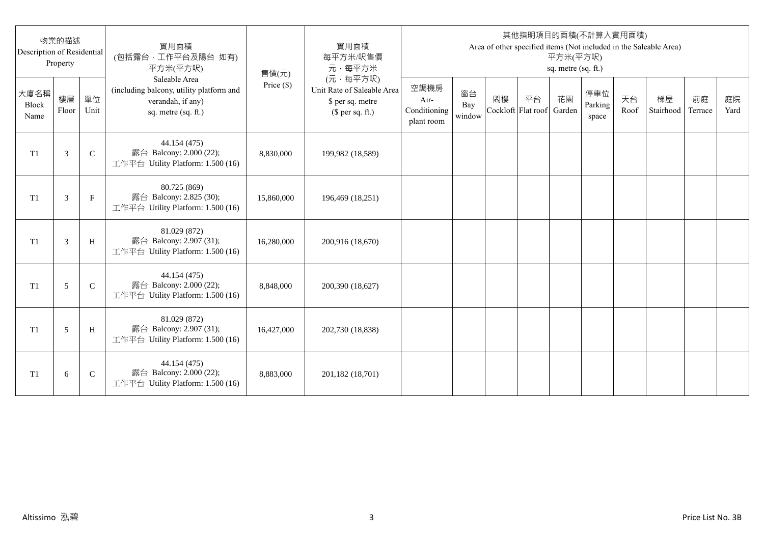| 物業的描述 Description of Residential Property | | | 實用面積 (包括露台，工作平台及陽台 如有) 平方米(平方呎) Saleable Area (including balcony, utility platform and verandah, if any) sq. metre (sq. ft.) | 售價(元) Price ($) | 實用面積 每平方米/呎售價 元，每平方米 (元，每平方呎) Unit Rate of Saleable Area $ per sq. metre ($ per sq. ft.) | 其他指明項目的面積(不計算入實用面積) Area of other specified items (Not included in the Saleable Area) 平方米(平方呎) sq. metre (sq. ft.) | | | | | | | | | |
|---|---|---|---|---|---|---|---|---|---|---|---|---|---|---|---|
| 大廈名稱 Block Name | 樓層 Floor | 單位 Unit | | | | 空調機房 Air-Conditioning plant room | 窗台 Bay window | 閣樓 Cockloft | 平台 Flat roof | 花園 Garden | 停車位 Parking space | 天台 Roof | 梯屋 Stairhood | 前庭 Terrace | 庭院 Yard |
| T1 | 3 | C | 44.154 (475) 露台 Balcony: 2.000 (22); 工作平台 Utility Platform: 1.500 (16) | 8,830,000 | 199,982 (18,589) | | | | | | | | | | |
| T1 | 3 | F | 80.725 (869) 露台 Balcony: 2.825 (30); 工作平台 Utility Platform: 1.500 (16) | 15,860,000 | 196,469 (18,251) | | | | | | | | | | |
| T1 | 3 | H | 81.029 (872) 露台 Balcony: 2.907 (31); 工作平台 Utility Platform: 1.500 (16) | 16,280,000 | 200,916 (18,670) | | | | | | | | | | |
| T1 | 5 | C | 44.154 (475) 露台 Balcony: 2.000 (22); 工作平台 Utility Platform: 1.500 (16) | 8,848,000 | 200,390 (18,627) | | | | | | | | | | |
| T1 | 5 | H | 81.029 (872) 露台 Balcony: 2.907 (31); 工作平台 Utility Platform: 1.500 (16) | 16,427,000 | 202,730 (18,838) | | | | | | | | | | |
| T1 | 6 | C | 44.154 (475) 露台 Balcony: 2.000 (22); 工作平台 Utility Platform: 1.500 (16) | 8,883,000 | 201,182 (18,701) | | | | | | | | | | |

Altissimo 泓碧

Price List No. 3B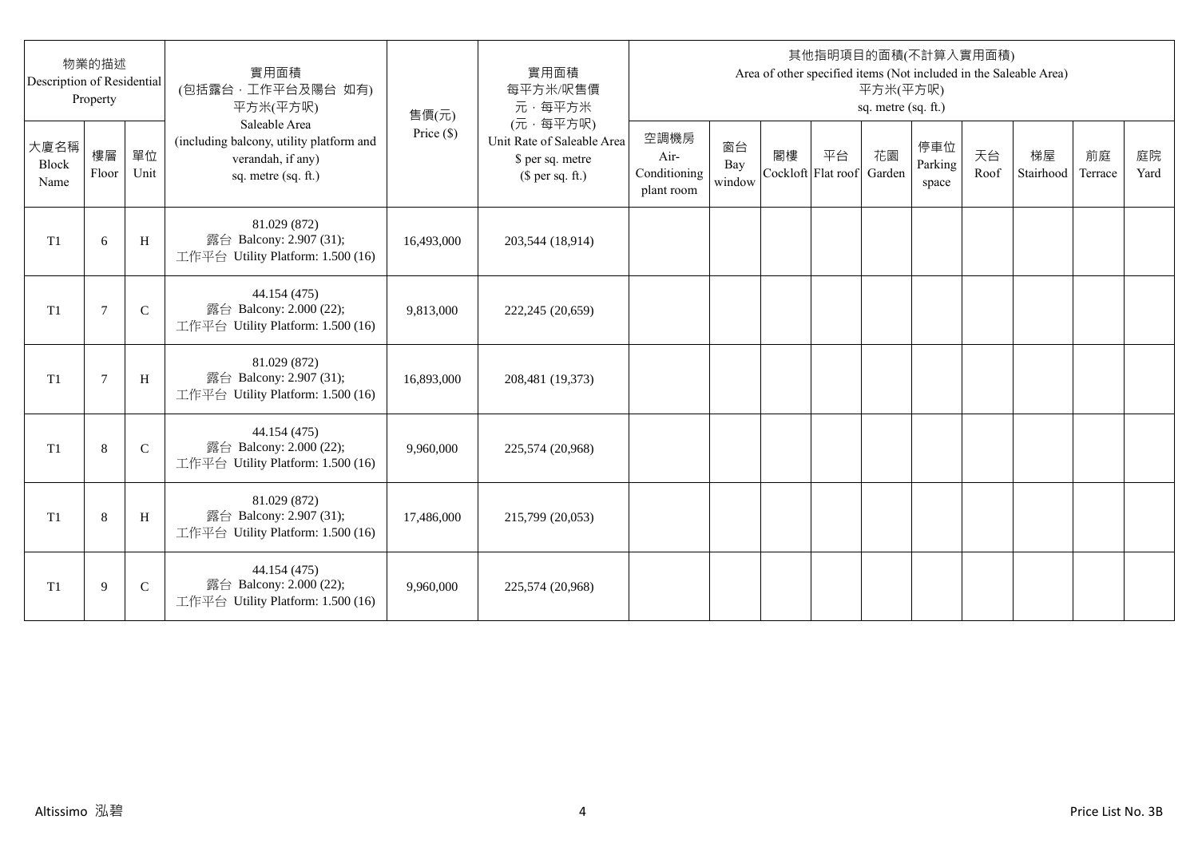| 物業的描述 Description of Residential Property | | | 實用面積 (包括露台，工作平台及陽台 如有) 平方米(平方呎) Saleable Area (including balcony, utility platform and verandah, if any) sq. metre (sq. ft.) | 售價(元) Price ($) | 實用面積 每平方米/呎售價 元，每平方米 (元，每平方呎) Unit Rate of Saleable Area $ per sq. metre ($ per sq. ft.) | 其他指明項目的面積(不計算入實用面積) Area of other specified items (Not included in the Saleable Area) 平方米(平方呎) sq. metre (sq. ft.) | | | | | | | | | |
|---|---|---|---|---|---|---|---|---|---|---|---|---|---|---|---|
| 大廈名稱 Block Name | 樓層 Floor | 單位 Unit | | | | 空調機房 Air-Conditioning plant room | 窗台 Bay window | 閣樓 Cockloft | 平台 Flat roof | 花園 Garden | 停車位 Parking space | 天台 Roof | 梯屋 Stairhood | 前庭 Terrace | 庭院 Yard |
| T1 | 6 | H | 81.029 (872) 露台 Balcony: 2.907 (31); 工作平台 Utility Platform: 1.500 (16) | 16,493,000 | 203,544 (18,914) | | | | | | | | | | |
| T1 | 7 | C | 44.154 (475) 露台 Balcony: 2.000 (22); 工作平台 Utility Platform: 1.500 (16) | 9,813,000 | 222,245 (20,659) | | | | | | | | | | |
| T1 | 7 | H | 81.029 (872) 露台 Balcony: 2.907 (31); 工作平台 Utility Platform: 1.500 (16) | 16,893,000 | 208,481 (19,373) | | | | | | | | | | |
| T1 | 8 | C | 44.154 (475) 露台 Balcony: 2.000 (22); 工作平台 Utility Platform: 1.500 (16) | 9,960,000 | 225,574 (20,968) | | | | | | | | | | |
| T1 | 8 | H | 81.029 (872) 露台 Balcony: 2.907 (31); 工作平台 Utility Platform: 1.500 (16) | 17,486,000 | 215,799 (20,053) | | | | | | | | | | |
| T1 | 9 | C | 44.154 (475) 露台 Balcony: 2.000 (22); 工作平台 Utility Platform: 1.500 (16) | 9,960,000 | 225,574 (20,968) | | | | | | | | | | |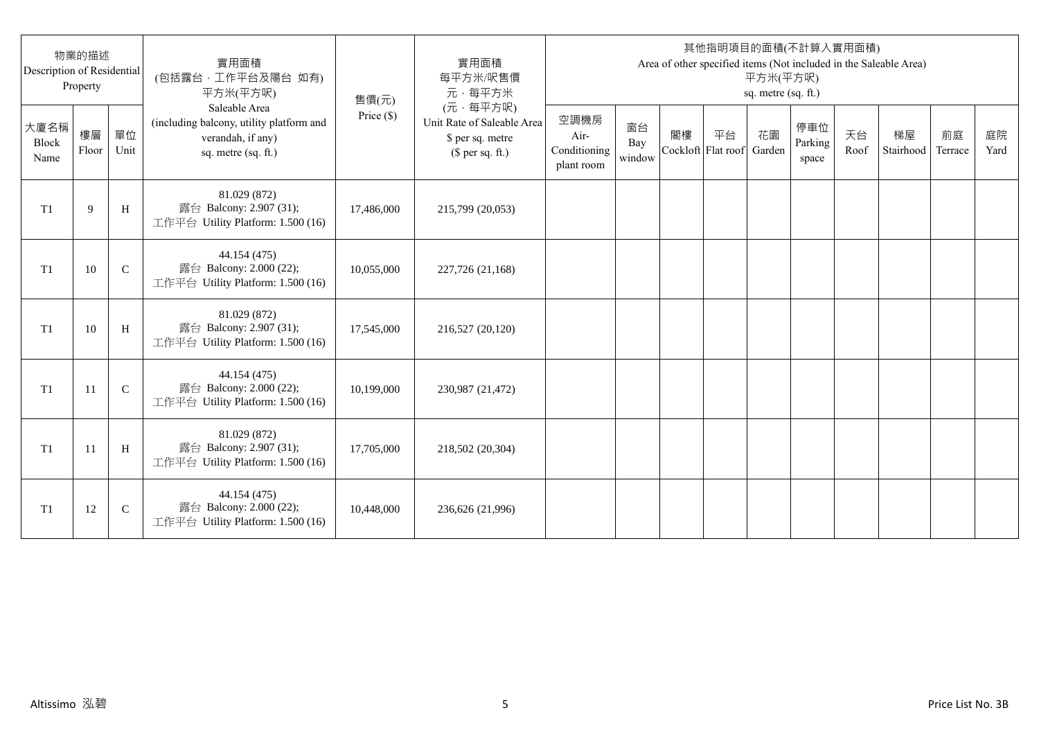| 物業的描述 Description of Residential Property | | | 實用面積 (包括露台，工作平台及陽台 如有) 平方米(平方呎) Saleable Area (including balcony, utility platform and verandah, if any) sq. metre (sq. ft.) | 售價(元) Price ($) | 實用面積 每平方米/呎售價 元，每平方米 (元，每平方呎) Unit Rate of Saleable Area $ per sq. metre ($ per sq. ft.) | 其他指明項目的面積(不計算入實用面積) Area of other specified items (Not included in the Saleable Area) 平方米(平方呎) sq. metre (sq. ft.) | | | | | | | | | |
|---|---|---|---|---|---|---|---|---|---|---|---|---|---|---|---|
| 大廈名稱 Block Name | 樓層 Floor | 單位 Unit | | | | 空調機房 Air-Conditioning plant room | 窗台 Bay window | 閣樓 Cockloft | 平台 Flat roof | 花園 Garden | 停車位 Parking space | 天台 Roof | 梯屋 Stairhood | 前庭 Terrace | 庭院 Yard |
| T1 | 9 | H | 81.029 (872) 露台 Balcony: 2.907 (31); 工作平台 Utility Platform: 1.500 (16) | 17,486,000 | 215,799 (20,053) | | | | | | | | | | |
| T1 | 10 | C | 44.154 (475) 露台 Balcony: 2.000 (22); 工作平台 Utility Platform: 1.500 (16) | 10,055,000 | 227,726 (21,168) | | | | | | | | | | |
| T1 | 10 | H | 81.029 (872) 露台 Balcony: 2.907 (31); 工作平台 Utility Platform: 1.500 (16) | 17,545,000 | 216,527 (20,120) | | | | | | | | | | |
| T1 | 11 | C | 44.154 (475) 露台 Balcony: 2.000 (22); 工作平台 Utility Platform: 1.500 (16) | 10,199,000 | 230,987 (21,472) | | | | | | | | | | |
| T1 | 11 | H | 81.029 (872) 露台 Balcony: 2.907 (31); 工作平台 Utility Platform: 1.500 (16) | 17,705,000 | 218,502 (20,304) | | | | | | | | | | |
| T1 | 12 | C | 44.154 (475) 露台 Balcony: 2.000 (22); 工作平台 Utility Platform: 1.500 (16) | 10,448,000 | 236,626 (21,996) | | | | | | | | | | |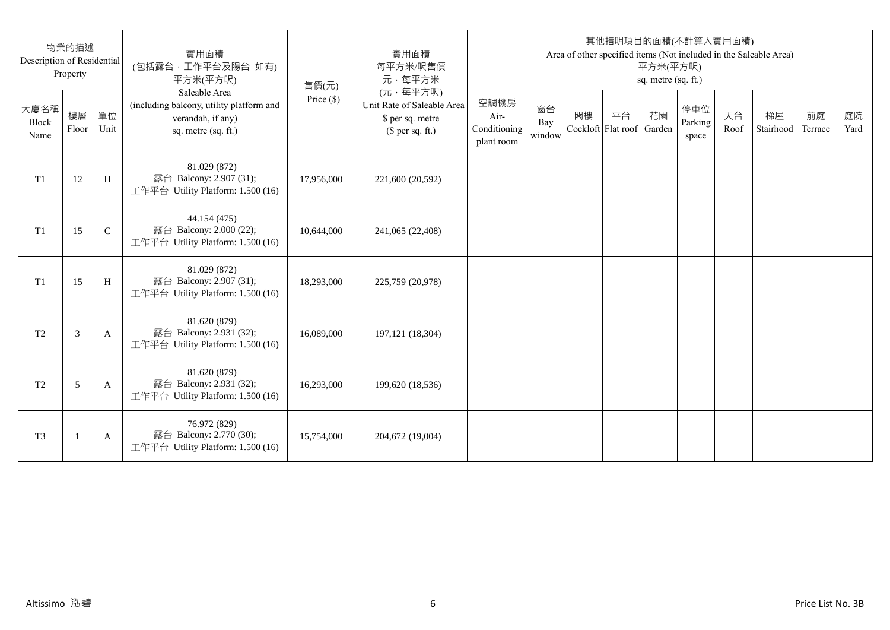| 物業的描述 Description of Residential Property | | | 實用面積 (包括露台，工作平台及陽台 如有) 平方米(平方呎) Saleable Area (including balcony, utility platform and verandah, if any) sq. metre (sq. ft.) | 售價(元) Price ($) | 實用面積 每平方米/呎售價 元，每平方米 (元，每平方呎) Unit Rate of Saleable Area $ per sq. metre ($ per sq. ft.) | 其他指明項目的面積(不計算入實用面積) Area of other specified items (Not included in the Saleable Area) 平方米(平方呎) sq. metre (sq. ft.) | | | | | | | | | |
|---|---|---|---|---|---|---|---|---|---|---|---|---|---|---|---|
| 大廈名稱 Block Name | 樓層 Floor | 單位 Unit | | | | 空調機房 Air-Conditioning plant room | 窗台 Bay window | 閣樓 Cockloft | 平台 Flat roof | 花園 Garden | 停車位 Parking space | 天台 Roof | 梯屋 Stairhood | 前庭 Terrace | 庭院 Yard |
| T1 | 12 | H | 81.029 (872) 露台 Balcony: 2.907 (31); 工作平台 Utility Platform: 1.500 (16) | 17,956,000 | 221,600 (20,592) | | | | | | | | | | |
| T1 | 15 | C | 44.154 (475) 露台 Balcony: 2.000 (22); 工作平台 Utility Platform: 1.500 (16) | 10,644,000 | 241,065 (22,408) | | | | | | | | | | |
| T1 | 15 | H | 81.029 (872) 露台 Balcony: 2.907 (31); 工作平台 Utility Platform: 1.500 (16) | 18,293,000 | 225,759 (20,978) | | | | | | | | | | |
| T2 | 3 | A | 81.620 (879) 露台 Balcony: 2.931 (32); 工作平台 Utility Platform: 1.500 (16) | 16,089,000 | 197,121 (18,304) | | | | | | | | | | |
| T2 | 5 | A | 81.620 (879) 露台 Balcony: 2.931 (32); 工作平台 Utility Platform: 1.500 (16) | 16,293,000 | 199,620 (18,536) | | | | | | | | | | |
| T3 | 1 | A | 76.972 (829) 露台 Balcony: 2.770 (30); 工作平台 Utility Platform: 1.500 (16) | 15,754,000 | 204,672 (19,004) | | | | | | | | | | |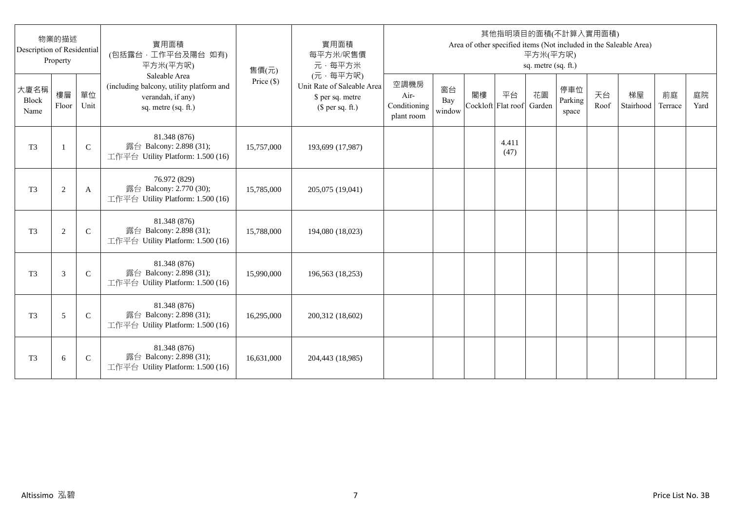| 物業的描述 Description of Residential Property | | | 實用面積 (包括露台，工作平台及陽台 如有) 平方米(平方呎) Saleable Area (including balcony, utility platform and verandah, if any) sq. metre (sq. ft.) | 售價(元) Price ($) | 實用面積 每平方米/呎售價 元，每平方米 (元，每平方呎) Unit Rate of Saleable Area $ per sq. metre ($ per sq. ft.) | 其他指明項目的面積(不計算入實用面積) Area of other specified items (Not included in the Saleable Area) 平方米(平方呎) sq. metre (sq. ft.) | | | | | | | | | |
|---|---|---|---|---|---|---|---|---|---|---|---|---|---|---|---|
| 大廈名稱 Block Name | 樓層 Floor | 單位 Unit | | | | 空調機房 Air-Conditioning plant room | 窗台 Bay window | 閣樓 Cockloft | 平台 Flat roof | 花園 Garden | 停車位 Parking space | 天台 Roof | 梯屋 Stairhood | 前庭 Terrace | 庭院 Yard |
| T3 | 1 | C | 81.348 (876) 露台 Balcony: 2.898 (31); 工作平台 Utility Platform: 1.500 (16) | 15,757,000 | 193,699 (17,987) | | | | 4.411 (47) | | | | | | |
| T3 | 2 | A | 76.972 (829) 露台 Balcony: 2.770 (30); 工作平台 Utility Platform: 1.500 (16) | 15,785,000 | 205,075 (19,041) | | | | | | | | | | |
| T3 | 2 | C | 81.348 (876) 露台 Balcony: 2.898 (31); 工作平台 Utility Platform: 1.500 (16) | 15,788,000 | 194,080 (18,023) | | | | | | | | | | |
| T3 | 3 | C | 81.348 (876) 露台 Balcony: 2.898 (31); 工作平台 Utility Platform: 1.500 (16) | 15,990,000 | 196,563 (18,253) | | | | | | | | | | |
| T3 | 5 | C | 81.348 (876) 露台 Balcony: 2.898 (31); 工作平台 Utility Platform: 1.500 (16) | 16,295,000 | 200,312 (18,602) | | | | | | | | | | |
| T3 | 6 | C | 81.348 (876) 露台 Balcony: 2.898 (31); 工作平台 Utility Platform: 1.500 (16) | 16,631,000 | 204,443 (18,985) | | | | | | | | | | |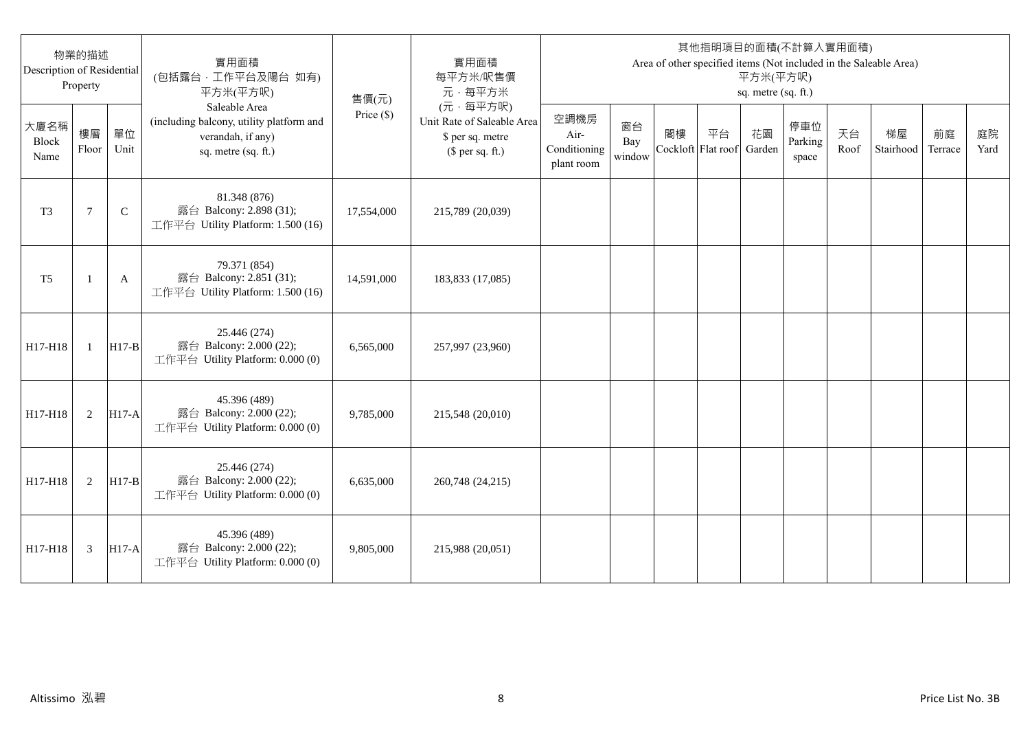| 物業的描述 Description of Residential Property | | | 實用面積 (包括露台，工作平台及陽台 如有) 平方米(平方呎) Saleable Area (including balcony, utility platform and verandah, if any) sq. metre (sq. ft.) | 售價(元) Price ($) | 實用面積 每平方米/呎售價 元，每平方米 (元，每平方呎) Unit Rate of Saleable Area $ per sq. metre ($ per sq. ft.) | 其他指明項目的面積(不計算入實用面積) Area of other specified items (Not included in the Saleable Area) 平方米(平方呎) sq. metre (sq. ft.) | | | | | | | | | |
|---|---|---|---|---|---|---|---|---|---|---|---|---|---|---|---|
| 大廈名稱 Block Name | 樓層 Floor | 單位 Unit | | | | 空調機房 Air-Conditioning plant room | 窗台 Bay window | 閣樓 Cockloft | 平台 Flat roof | 花園 Garden | 停車位 Parking space | 天台 Roof | 梯屋 Stairhood | 前庭 Terrace | 庭院 Yard |
| T3 | 7 | C | 81.348 (876) 露台 Balcony: 2.898 (31); 工作平台 Utility Platform: 1.500 (16) | 17,554,000 | 215,789 (20,039) | | | | | | | | | | |
| T5 | 1 | A | 79.371 (854) 露台 Balcony: 2.851 (31); 工作平台 Utility Platform: 1.500 (16) | 14,591,000 | 183,833 (17,085) | | | | | | | | | | |
| H17-H18 | 1 | H17-B | 25.446 (274) 露台 Balcony: 2.000 (22); 工作平台 Utility Platform: 0.000 (0) | 6,565,000 | 257,997 (23,960) | | | | | | | | | | |
| H17-H18 | 2 | H17-A | 45.396 (489) 露台 Balcony: 2.000 (22); 工作平台 Utility Platform: 0.000 (0) | 9,785,000 | 215,548 (20,010) | | | | | | | | | | |
| H17-H18 | 2 | H17-B | 25.446 (274) 露台 Balcony: 2.000 (22); 工作平台 Utility Platform: 0.000 (0) | 6,635,000 | 260,748 (24,215) | | | | | | | | | | |
| H17-H18 | 3 | H17-A | 45.396 (489) 露台 Balcony: 2.000 (22); 工作平台 Utility Platform: 0.000 (0) | 9,805,000 | 215,988 (20,051) | | | | | | | | | | |

Altissimo 泓碧

Price List No. 3B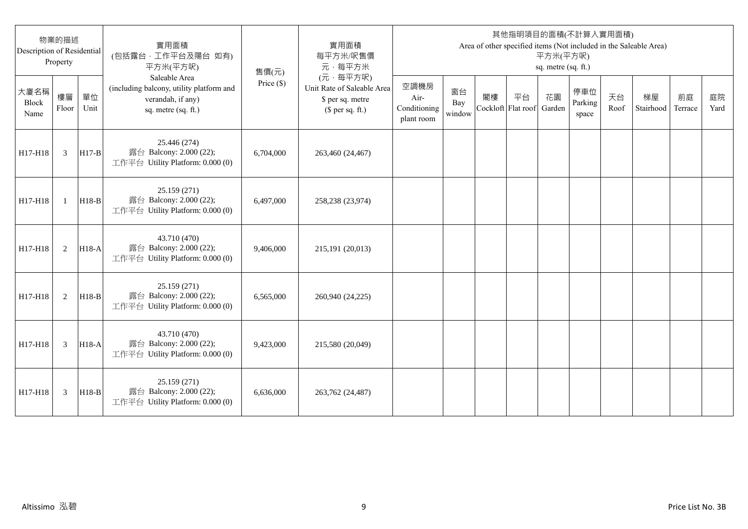| 物業的描述 Description of Residential Property | | | 實用面積 (包括露台，工作平台及陽台 如有) 平方米(平方呎) Saleable Area (including balcony, utility platform and verandah, if any) sq. metre (sq. ft.) | 售價(元) Price ($) | 實用面積 每平方米/呎售價 元，每平方米 (元，每平方呎) Unit Rate of Saleable Area $ per sq. metre ($ per sq. ft.) | 其他指明項目的面積(不計算入實用面積) Area of other specified items (Not included in the Saleable Area) 平方米(平方呎) sq. metre (sq. ft.) | | | | | | | | | |
|---|---|---|---|---|---|---|---|---|---|---|---|---|---|---|---|
| 大廈名稱 Block Name | 樓層 Floor | 單位 Unit | | | | 空調機房 Air-Conditioning plant room | 窗台 Bay window | 閣樓 Cockloft | 平台 Flat roof | 花園 Garden | 停車位 Parking space | 天台 Roof | 梯屋 Stairhood | 前庭 Terrace | 庭院 Yard |
| H17-H18 | 3 | H17-B | 25.446 (274) 露台 Balcony: 2.000 (22); 工作平台 Utility Platform: 0.000 (0) | 6,704,000 | 263,460 (24,467) | | | | | | | | | | |
| H17-H18 | 1 | H18-B | 25.159 (271) 露台 Balcony: 2.000 (22); 工作平台 Utility Platform: 0.000 (0) | 6,497,000 | 258,238 (23,974) | | | | | | | | | | |
| H17-H18 | 2 | H18-A | 43.710 (470) 露台 Balcony: 2.000 (22); 工作平台 Utility Platform: 0.000 (0) | 9,406,000 | 215,191 (20,013) | | | | | | | | | | |
| H17-H18 | 2 | H18-B | 25.159 (271) 露台 Balcony: 2.000 (22); 工作平台 Utility Platform: 0.000 (0) | 6,565,000 | 260,940 (24,225) | | | | | | | | | | |
| H17-H18 | 3 | H18-A | 43.710 (470) 露台 Balcony: 2.000 (22); 工作平台 Utility Platform: 0.000 (0) | 9,423,000 | 215,580 (20,049) | | | | | | | | | | |
| H17-H18 | 3 | H18-B | 25.159 (271) 露台 Balcony: 2.000 (22); 工作平台 Utility Platform: 0.000 (0) | 6,636,000 | 263,762 (24,487) | | | | | | | | | | |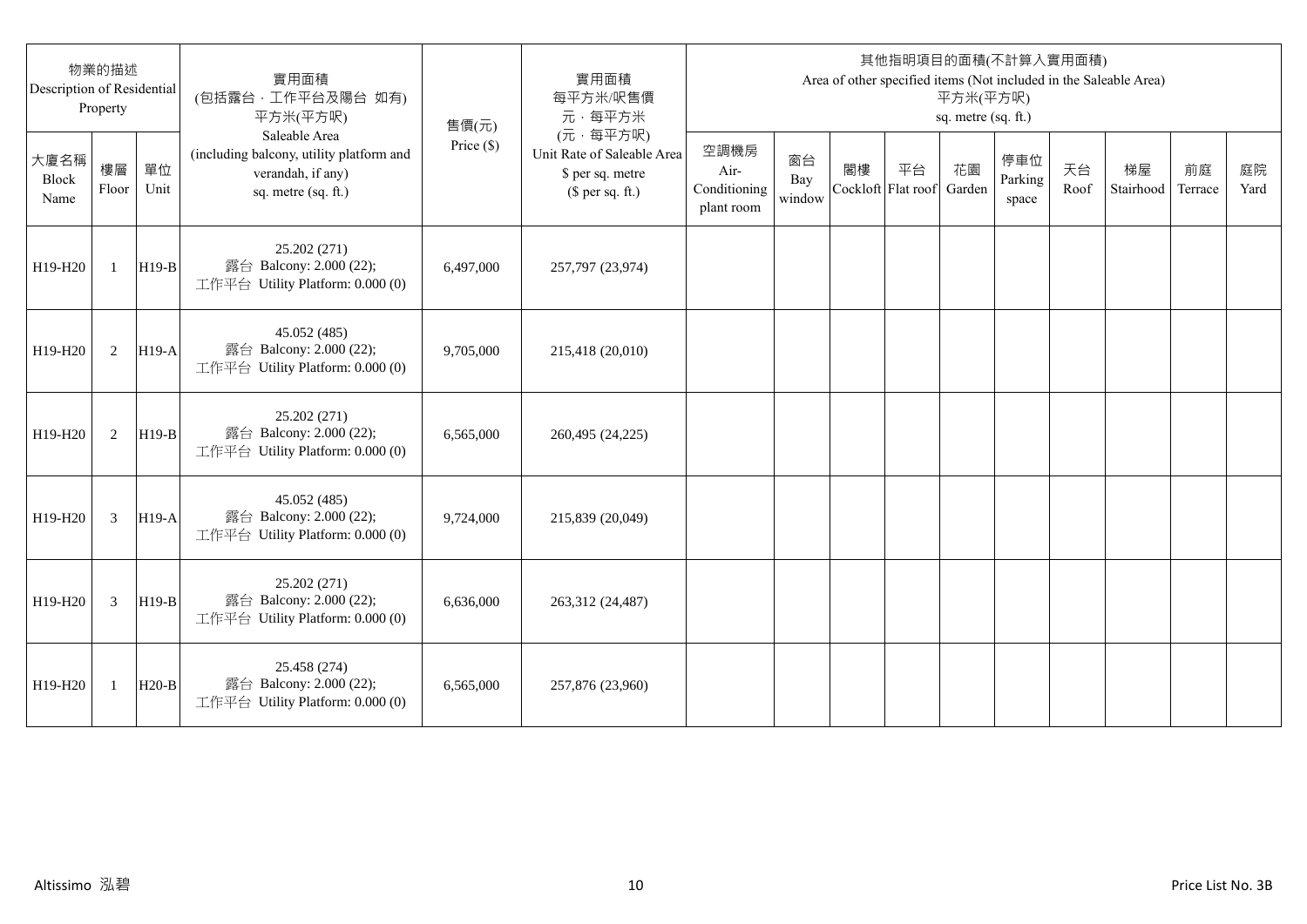| 物業的描述 Description of Residential Property | | | 實用面積 (包括露台，工作平台及陽台 如有) 平方米(平方呎) Saleable Area (including balcony, utility platform and verandah, if any) sq. metre (sq. ft.) | 售價(元) Price ($) | 實用面積 每平方米/呎售價 元，每平方米 (元，每平方呎) Unit Rate of Saleable Area $ per sq. metre ($ per sq. ft.) | 其他指明項目的面積(不計算入實用面積) Area of other specified items (Not included in the Saleable Area) 平方米(平方呎) sq. metre (sq. ft.) | | | | | | | | | |
|---|---|---|---|---|---|---|---|---|---|---|---|---|---|---|---|
| 大廈名稱 Block Name | 樓層 Floor | 單位 Unit | | | | 空調機房 Air-Conditioning plant room | 窗台 Bay window | 閣樓 Cockloft | 平台 Flat roof | 花園 Garden | 停車位 Parking space | 天台 Roof | 梯屋 Stairhood | 前庭 Terrace | 庭院 Yard |
| H19-H20 | 1 | H19-B | 25.202 (271) 露台 Balcony: 2.000 (22); 工作平台 Utility Platform: 0.000 (0) | 6,497,000 | 257,797 (23,974) | | | | | | | | | | |
| H19-H20 | 2 | H19-A | 45.052 (485) 露台 Balcony: 2.000 (22); 工作平台 Utility Platform: 0.000 (0) | 9,705,000 | 215,418 (20,010) | | | | | | | | | | |
| H19-H20 | 2 | H19-B | 25.202 (271) 露台 Balcony: 2.000 (22); 工作平台 Utility Platform: 0.000 (0) | 6,565,000 | 260,495 (24,225) | | | | | | | | | | |
| H19-H20 | 3 | H19-A | 45.052 (485) 露台 Balcony: 2.000 (22); 工作平台 Utility Platform: 0.000 (0) | 9,724,000 | 215,839 (20,049) | | | | | | | | | | |
| H19-H20 | 3 | H19-B | 25.202 (271) 露台 Balcony: 2.000 (22); 工作平台 Utility Platform: 0.000 (0) | 6,636,000 | 263,312 (24,487) | | | | | | | | | | |
| H19-H20 | 1 | H20-B | 25.458 (274) 露台 Balcony: 2.000 (22); 工作平台 Utility Platform: 0.000 (0) | 6,565,000 | 257,876 (23,960) | | | | | | | | | | |

Altissimo 泓碧

Price List No. 3B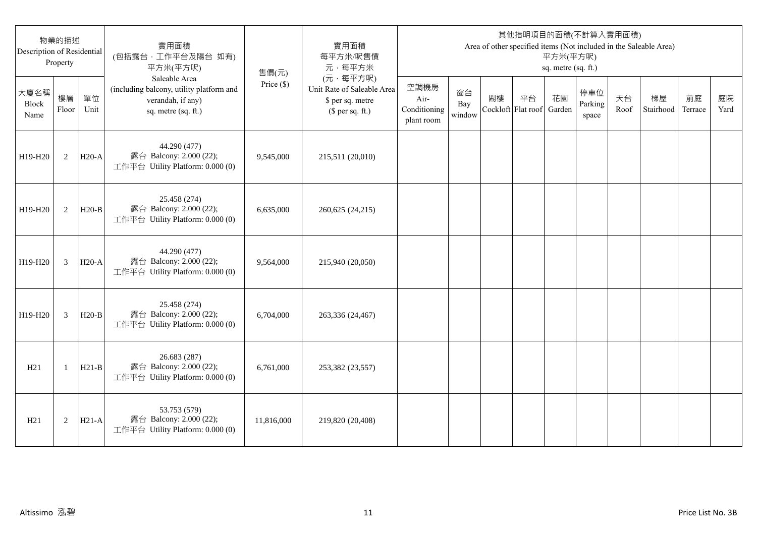| 物業的描述 Description of Residential Property | | | 實用面積 (包括露台．工作平台及陽台 如有) 平方米(平方呎) Saleable Area (including balcony, utility platform and verandah, if any) sq. metre (sq. ft.) | 售價(元) Price ($) | 實用面積 每平方米/呎售價 元．每平方米 (元．每平方呎) Unit Rate of Saleable Area $ per sq. metre ($ per sq. ft.) | 其他指明項目的面積(不計算入實用面積) Area of other specified items (Not included in the Saleable Area) 平方米(平方呎) sq. metre (sq. ft.) | | | | | | | | | |
|---|---|---|---|---|---|---|---|---|---|---|---|---|---|---|---|
| 大廈名稱 Block Name | 樓層 Floor | 單位 Unit | | | | 空調機房 Air-Conditioning plant room | 窗台 Bay window | 閣樓 Cockloft | 平台 Flat roof | 花園 Garden | 停車位 Parking space | 天台 Roof | 梯屋 Stairhood | 前庭 Terrace | 庭院 Yard |
| H19-H20 | 2 | H20-A | 44.290 (477) 露台 Balcony: 2.000 (22); 工作平台 Utility Platform: 0.000 (0) | 9,545,000 | 215,511 (20,010) | | | | | | | | | | |
| H19-H20 | 2 | H20-B | 25.458 (274) 露台 Balcony: 2.000 (22); 工作平台 Utility Platform: 0.000 (0) | 6,635,000 | 260,625 (24,215) | | | | | | | | | | |
| H19-H20 | 3 | H20-A | 44.290 (477) 露台 Balcony: 2.000 (22); 工作平台 Utility Platform: 0.000 (0) | 9,564,000 | 215,940 (20,050) | | | | | | | | | | |
| H19-H20 | 3 | H20-B | 25.458 (274) 露台 Balcony: 2.000 (22); 工作平台 Utility Platform: 0.000 (0) | 6,704,000 | 263,336 (24,467) | | | | | | | | | | |
| H21 | 1 | H21-B | 26.683 (287) 露台 Balcony: 2.000 (22); 工作平台 Utility Platform: 0.000 (0) | 6,761,000 | 253,382 (23,557) | | | | | | | | | | |
| H21 | 2 | H21-A | 53.753 (579) 露台 Balcony: 2.000 (22); 工作平台 Utility Platform: 0.000 (0) | 11,816,000 | 219,820 (20,408) | | | | | | | | | | |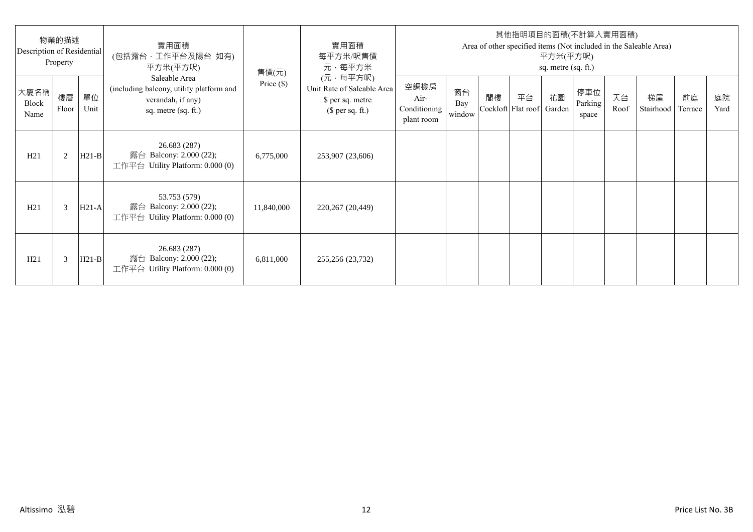| 物業的描述 Description of Residential Property | | | 實用面積 (包括露台，工作平台及陽台 如有) 平方米(平方呎) Saleable Area (including balcony, utility platform and verandah, if any) sq. metre (sq. ft.) | 售價(元) Price ($) | 實用面積 每平方米/呎售價 元，每平方米 (元，每平方呎) Unit Rate of Saleable Area $ per sq. metre ($ per sq. ft.) | 其他指明項目的面積(不計算入實用面積) Area of other specified items (Not included in the Saleable Area) 平方米(平方呎) sq. metre (sq. ft.) | | | | | | | | | |
|---|---|---|---|---|---|---|---|---|---|---|---|---|---|---|---|
| 大廈名稱 Block Name | 樓層 Floor | 單位 Unit | | | | 空調機房 Air-Conditioning plant room | 窗台 Bay window | 閣樓 Cockloft | 平台 Flat roof | 花園 Garden | 停車位 Parking space | 天台 Roof | 梯屋 Stairhood | 前庭 Terrace | 庭院 Yard |
| H21 | 2 | H21-B | 26.683 (287) 露台 Balcony: 2.000 (22); 工作平台 Utility Platform: 0.000 (0) | 6,775,000 | 253,907 (23,606) | | | | | | | | | | |
| H21 | 3 | H21-A | 53.753 (579) 露台 Balcony: 2.000 (22); 工作平台 Utility Platform: 0.000 (0) | 11,840,000 | 220,267 (20,449) | | | | | | | | | | |
| H21 | 3 | H21-B | 26.683 (287) 露台 Balcony: 2.000 (22); 工作平台 Utility Platform: 0.000 (0) | 6,811,000 | 255,256 (23,732) | | | | | | | | | | |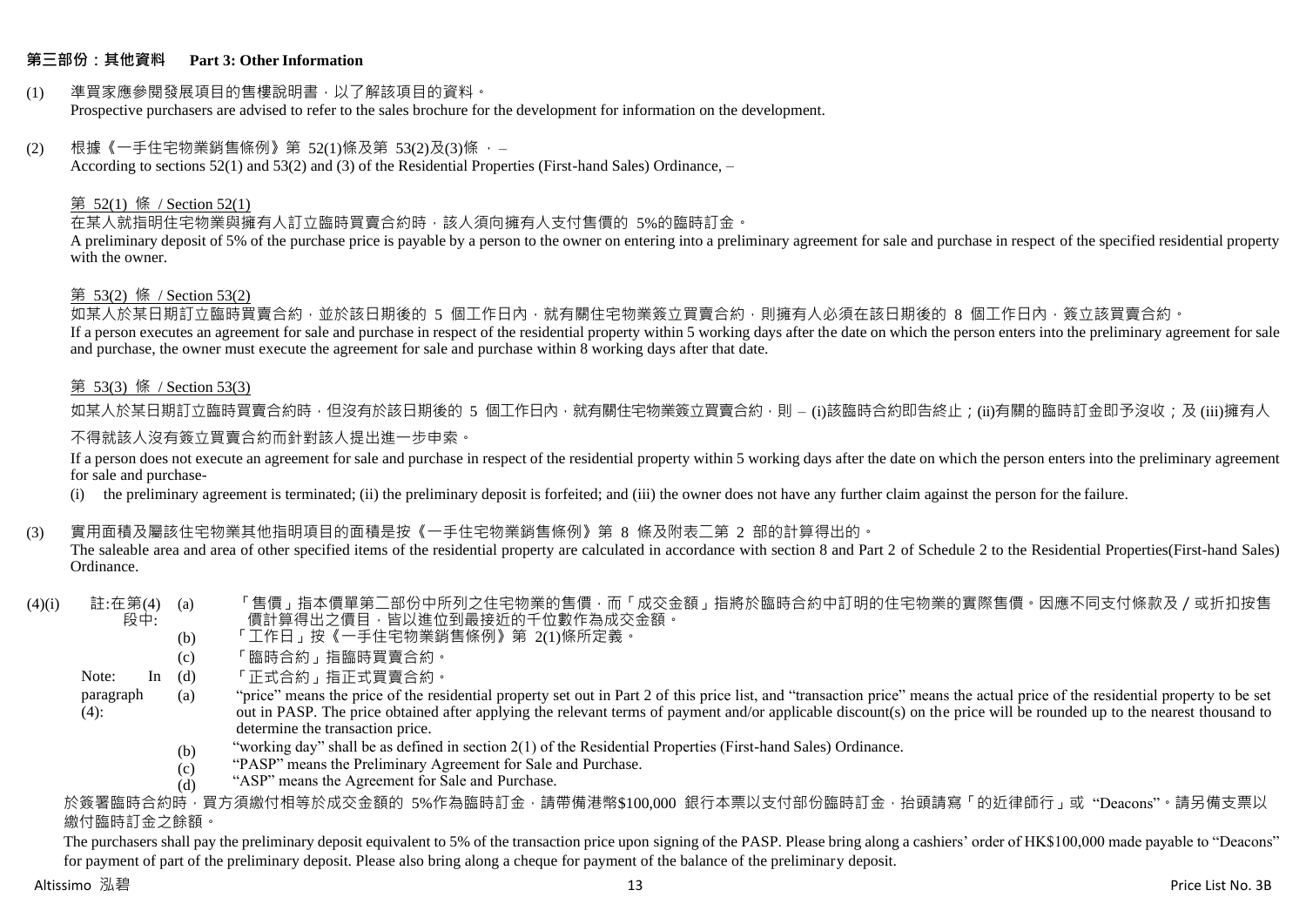## 第三部份：其他資料 Part 3: Other Information

(1) 準買家應參閱發展項目的售樓說明書，以了解該項目的資料。
Prospective purchasers are advised to refer to the sales brochure for the development for information on the development.

(2) 根據《一手住宅物業銷售條例》第 52(1)條及第 53(2)及(3)條 ， –
According to sections 52(1) and 53(2) and (3) of the Residential Properties (First-hand Sales) Ordinance, –

第 52(1) 條 / Section 52(1)

在某人就指明住宅物業與擁有人訂立臨時買賣合約時，該人須向擁有人支付售價的 5%的臨時訂金。
A preliminary deposit of 5% of the purchase price is payable by a person to the owner on entering into a preliminary agreement for sale and purchase in respect of the specified residential property with the owner.

第 53(2) 條 / Section 53(2)

如某人於某日期訂立臨時買賣合約，並於該日期後的 5 個工作日內，就有關住宅物業簽立買賣合約，則擁有人必須在該日期後的 8 個工作日內，簽立該買賣合約。
If a person executes an agreement for sale and purchase in respect of the residential property within 5 working days after the date on which the person enters into the preliminary agreement for sale and purchase, the owner must execute the agreement for sale and purchase within 8 working days after that date.

第 53(3) 條 / Section 53(3)

如某人於某日期訂立臨時買賣合約時，但沒有於該日期後的 5 個工作日內，就有關住宅物業簽立買賣合約，則 – (i)該臨時合約即告終止；(ii)有關的臨時訂金即予沒收；及 (iii)擁有人不得就該人沒有簽立買賣合約而針對該人提出進一步申索。

If a person does not execute an agreement for sale and purchase in respect of the residential property within 5 working days after the date on which the person enters into the preliminary agreement for sale and purchase-

(i) the preliminary agreement is terminated; (ii) the preliminary deposit is forfeited; and (iii) the owner does not have any further claim against the person for the failure.

(3) 實用面積及屬該住宅物業其他指明項目的面積是按《一手住宅物業銷售條例》第 8 條及附表二第 2 部的計算得出的。
The saleable area and area of other specified items of the residential property are calculated in accordance with section 8 and Part 2 of Schedule 2 to the Residential Properties(First-hand Sales) Ordinance.

(4)(i) 註:在第(4)段中:

(a) 「售價」指本價單第二部份中所列之住宅物業的售價，而「成交金額」指將於臨時合約中訂明的住宅物業的實際售價。因應不同支付條款及 / 或折扣按售價計算得出之價目，皆以進位到最接近的千位數作為成交金額。
(b) 「工作日」按《一手住宅物業銷售條例》第 2(1)條所定義。
(c) 「臨時合約」指臨時買賣合約。
(d) 「正式合約」指正式買賣合約。

Note: In paragraph (4):

(a) "price" means the price of the residential property set out in Part 2 of this price list, and "transaction price" means the actual price of the residential property to be set out in PASP. The price obtained after applying the relevant terms of payment and/or applicable discount(s) on the price will be rounded up to the nearest thousand to determine the transaction price.
(b) "working day" shall be as defined in section 2(1) of the Residential Properties (First-hand Sales) Ordinance.
(c) "PASP" means the Preliminary Agreement for Sale and Purchase.
(d) "ASP" means the Agreement for Sale and Purchase.

於簽署臨時合約時，買方須繳付相等於成交金額的 5%作為臨時訂金，請帶備港幣$100,000 銀行本票以支付部份臨時訂金，抬頭請寫「的近律師行」或 "Deacons"。請另備支票以繳付臨時訂金之餘額。

The purchasers shall pay the preliminary deposit equivalent to 5% of the transaction price upon signing of the PASP. Please bring along a cashiers' order of HK$100,000 made payable to "Deacons" for payment of part of the preliminary deposit. Please also bring along a cheque for payment of the balance of the preliminary deposit.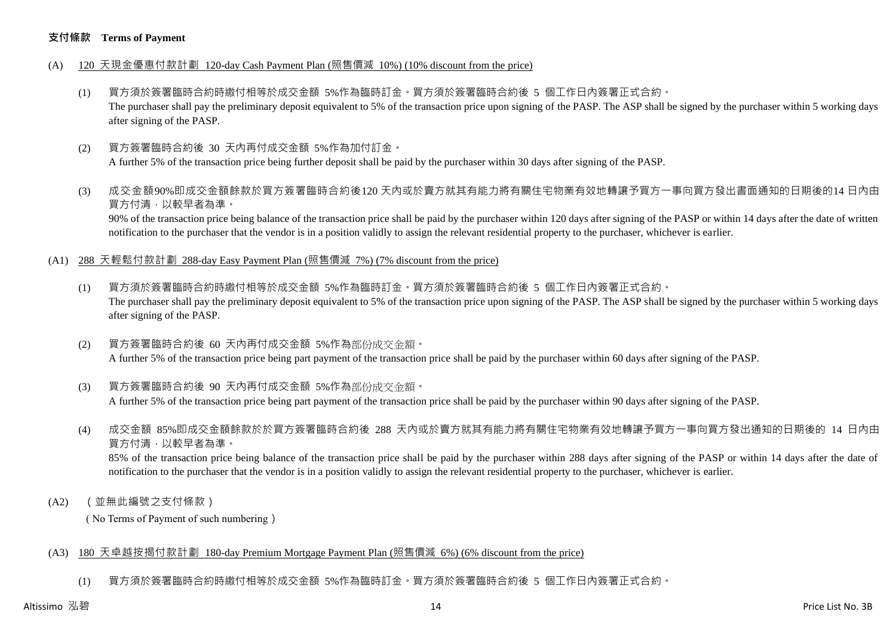**支付條款 Terms of Payment**

(A) 120 天現金優惠付款計劃 120-day Cash Payment Plan (照售價減 10%) (10% discount from the price)

(1) 買方須於簽署臨時合約時繳付相等於成交金額 5%作為臨時訂金。買方須於簽署臨時合約後 5 個工作日內簽署正式合約。
The purchaser shall pay the preliminary deposit equivalent to 5% of the transaction price upon signing of the PASP. The ASP shall be signed by the purchaser within 5 working days after signing of the PASP.

(2) 買方簽署臨時合約後 30 天內再付成交金額 5%作為加付訂金。
A further 5% of the transaction price being further deposit shall be paid by the purchaser within 30 days after signing of the PASP.

(3) 成交金額90%即成交金額餘款於買方簽署臨時合約後120 天內或於賣方就其有能力將有關住宅物業有效地轉讓予買方一事向買方發出書面通知的日期後的14 日內由買方付清，以較早者為準。
90% of the transaction price being balance of the transaction price shall be paid by the purchaser within 120 days after signing of the PASP or within 14 days after the date of written notification to the purchaser that the vendor is in a position validly to assign the relevant residential property to the purchaser, whichever is earlier.

(A1) 288 天輕鬆付款計劃 288-day Easy Payment Plan (照售價減 7%) (7% discount from the price)

(1) 買方須於簽署臨時合約時繳付相等於成交金額 5%作為臨時訂金。買方須於簽署臨時合約後 5 個工作日內簽署正式合約。
The purchaser shall pay the preliminary deposit equivalent to 5% of the transaction price upon signing of the PASP. The ASP shall be signed by the purchaser within 5 working days after signing of the PASP.

(2) 買方簽署臨時合約後 60 天內再付成交金額 5%作為部份成交金額。
A further 5% of the transaction price being part payment of the transaction price shall be paid by the purchaser within 60 days after signing of the PASP.

(3) 買方簽署臨時合約後 90 天內再付成交金額 5%作為部份成交金額。
A further 5% of the transaction price being part payment of the transaction price shall be paid by the purchaser within 90 days after signing of the PASP.

(4) 成交金額 85%即成交金額餘款於於買方簽署臨時合約後 288 天內或於賣方就其有能力將有關住宅物業有效地轉讓予買方一事向買方發出通知的日期後的 14 日內由買方付清，以較早者為準。
85% of the transaction price being balance of the transaction price shall be paid by the purchaser within 288 days after signing of the PASP or within 14 days after the date of notification to the purchaser that the vendor is in a position validly to assign the relevant residential property to the purchaser, whichever is earlier.

(A2) （並無此編號之支付條款）
（No Terms of Payment of such numbering）

(A3) 180 天卓越按揭付款計劃 180-day Premium Mortgage Payment Plan (照售價減 6%) (6% discount from the price)

(1) 買方須於簽署臨時合約時繳付相等於成交金額 5%作為臨時訂金。買方須於簽署臨時合約後 5 個工作日內簽署正式合約。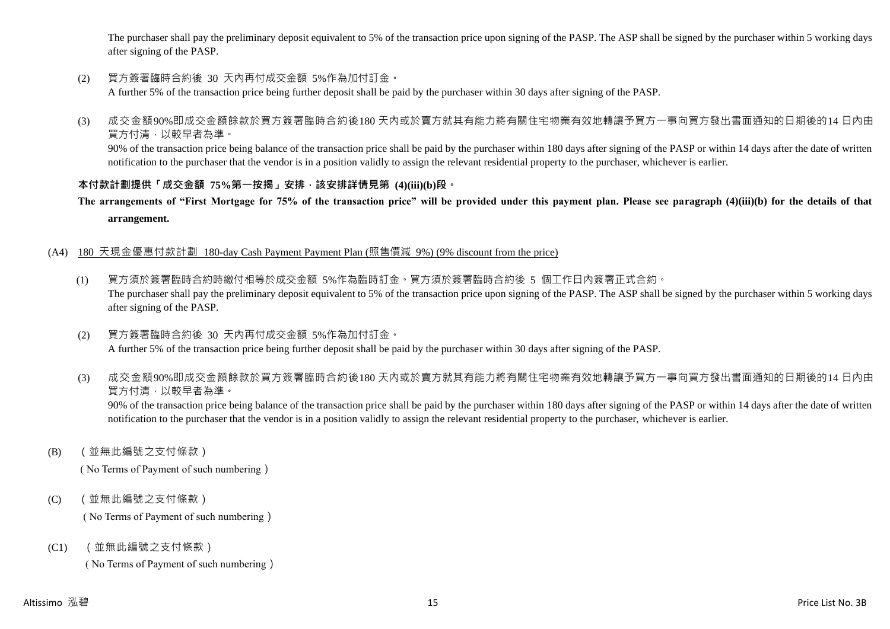The purchaser shall pay the preliminary deposit equivalent to 5% of the transaction price upon signing of the PASP. The ASP shall be signed by the purchaser within 5 working days after signing of the PASP.

(2) 買方簽署臨時合約後 30 天內再付成交金額 5%作為加付訂金。
A further 5% of the transaction price being further deposit shall be paid by the purchaser within 30 days after signing of the PASP.

(3) 成交金額90%即成交金額餘款於買方簽署臨時合約後180 天內或於賣方就其有能力將有關住宅物業有效地轉讓予買方一事向買方發出書面通知的日期後的14 日內由買方付清，以較早者為準。
90% of the transaction price being balance of the transaction price shall be paid by the purchaser within 180 days after signing of the PASP or within 14 days after the date of written notification to the purchaser that the vendor is in a position validly to assign the relevant residential property to the purchaser, whichever is earlier.

**本付款計劃提供「成交金額 75%第一按揭」安排，該安排詳情見第 (4)(iii)(b)段。**

**The arrangements of "First Mortgage for 75% of the transaction price" will be provided under this payment plan. Please see paragraph (4)(iii)(b) for the details of that arrangement.**

(A4) 180 天現金優惠付款計劃 180-day Cash Payment Payment Plan (照售價減 9%) (9% discount from the price)

(1) 買方須於簽署臨時合約時繳付相等於成交金額 5%作為臨時訂金。買方須於簽署臨時合約後 5 個工作日內簽署正式合約。
The purchaser shall pay the preliminary deposit equivalent to 5% of the transaction price upon signing of the PASP. The ASP shall be signed by the purchaser within 5 working days after signing of the PASP.

(2) 買方簽署臨時合約後 30 天內再付成交金額 5%作為加付訂金。
A further 5% of the transaction price being further deposit shall be paid by the purchaser within 30 days after signing of the PASP.

(3) 成交金額90%即成交金額餘款於買方簽署臨時合約後180 天內或於賣方就其有能力將有關住宅物業有效地轉讓予買方一事向買方發出書面通知的日期後的14 日內由買方付清，以較早者為準。
90% of the transaction price being balance of the transaction price shall be paid by the purchaser within 180 days after signing of the PASP or within 14 days after the date of written notification to the purchaser that the vendor is in a position validly to assign the relevant residential property to the purchaser, whichever is earlier.

(B) （並無此編號之支付條款）
( No Terms of Payment of such numbering )

(C) （並無此編號之支付條款）
( No Terms of Payment of such numbering )

(C1) （並無此編號之支付條款）
( No Terms of Payment of such numbering )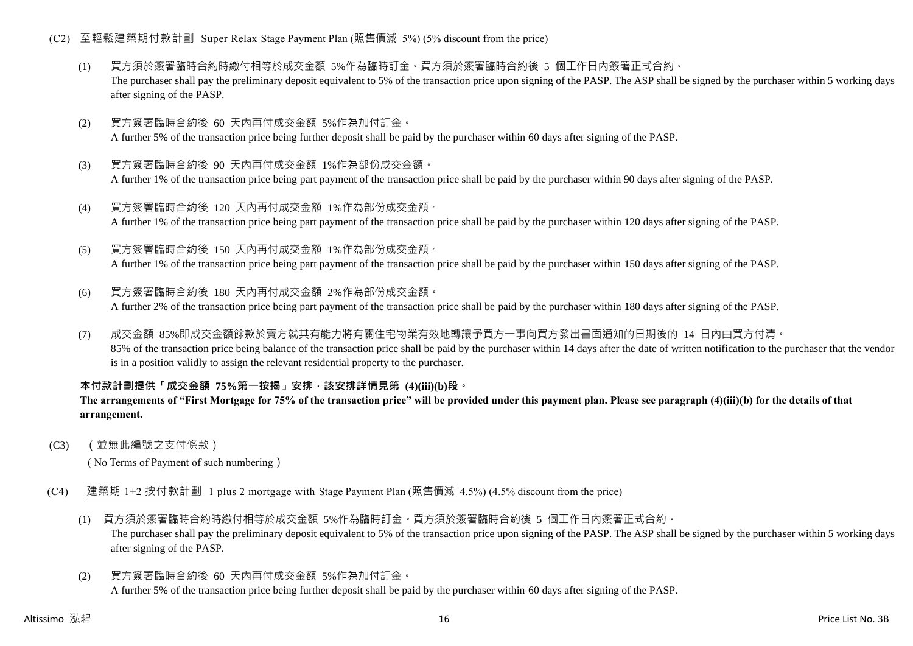(C2) 至輕鬆建築期付款計劃 Super Relax Stage Payment Plan (照售價減 5%) (5% discount from the price)

(1) 買方須於簽署臨時合約時繳付相等於成交金額 5%作為臨時訂金。買方須於簽署臨時合約後 5 個工作日內簽署正式合約。
The purchaser shall pay the preliminary deposit equivalent to 5% of the transaction price upon signing of the PASP. The ASP shall be signed by the purchaser within 5 working days after signing of the PASP.

(2) 買方簽署臨時合約後 60 天內再付成交金額 5%作為加付訂金。
A further 5% of the transaction price being further deposit shall be paid by the purchaser within 60 days after signing of the PASP.

(3) 買方簽署臨時合約後 90 天內再付成交金額 1%作為部份成交金額。
A further 1% of the transaction price being part payment of the transaction price shall be paid by the purchaser within 90 days after signing of the PASP.

(4) 買方簽署臨時合約後 120 天內再付成交金額 1%作為部份成交金額。
A further 1% of the transaction price being part payment of the transaction price shall be paid by the purchaser within 120 days after signing of the PASP.

(5) 買方簽署臨時合約後 150 天內再付成交金額 1%作為部份成交金額。
A further 1% of the transaction price being part payment of the transaction price shall be paid by the purchaser within 150 days after signing of the PASP.

(6) 買方簽署臨時合約後 180 天內再付成交金額 2%作為部份成交金額。
A further 2% of the transaction price being part payment of the transaction price shall be paid by the purchaser within 180 days after signing of the PASP.

(7) 成交金額 85%即成交金額餘款於賣方就其有能力將有關住宅物業有效地轉讓予買方一事向買方發出書面通知的日期後的 14 日內由買方付清。
85% of the transaction price being balance of the transaction price shall be paid by the purchaser within 14 days after the date of written notification to the purchaser that the vendor is in a position validly to assign the relevant residential property to the purchaser.

**本付款計劃提供「成交金額 75%第一按揭」安排，該安排詳情見第 (4)(iii)(b)段。**
**The arrangements of "First Mortgage for 75% of the transaction price" will be provided under this payment plan. Please see paragraph (4)(iii)(b) for the details of that arrangement.**

(C3) （並無此編號之支付條款）
( No Terms of Payment of such numbering )

(C4) 建築期 1+2 按付款計劃 1 plus 2 mortgage with Stage Payment Plan (照售價減 4.5%) (4.5% discount from the price)

(1) 買方須於簽署臨時合約時繳付相等於成交金額 5%作為臨時訂金。買方須於簽署臨時合約後 5 個工作日內簽署正式合約。
The purchaser shall pay the preliminary deposit equivalent to 5% of the transaction price upon signing of the PASP. The ASP shall be signed by the purchaser within 5 working days after signing of the PASP.

(2) 買方簽署臨時合約後 60 天內再付成交金額 5%作為加付訂金。
A further 5% of the transaction price being further deposit shall be paid by the purchaser within 60 days after signing of the PASP.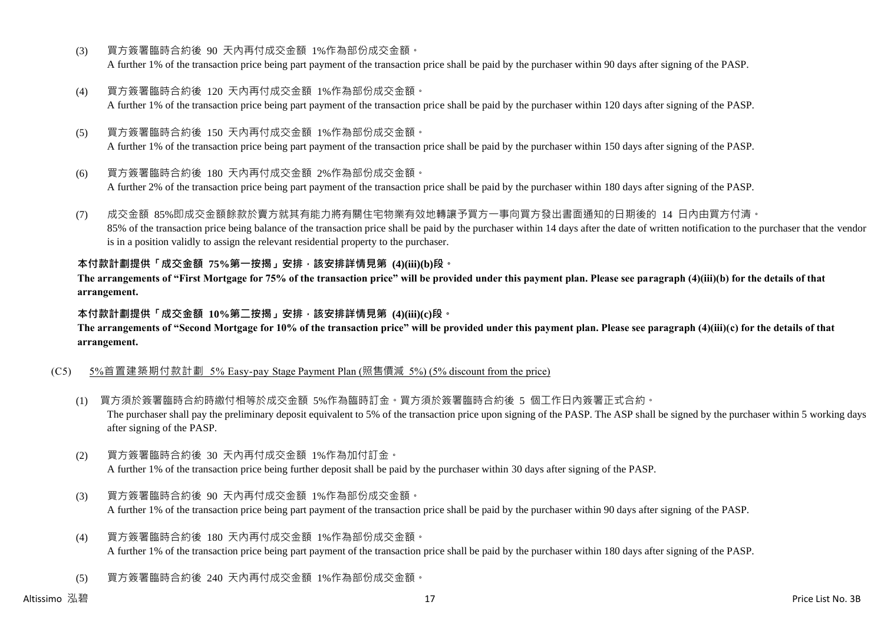(3) 買方簽署臨時合約後 90 天內再付成交金額 1%作為部份成交金額。
A further 1% of the transaction price being part payment of the transaction price shall be paid by the purchaser within 90 days after signing of the PASP.

(4) 買方簽署臨時合約後 120 天內再付成交金額 1%作為部份成交金額。
A further 1% of the transaction price being part payment of the transaction price shall be paid by the purchaser within 120 days after signing of the PASP.

(5) 買方簽署臨時合約後 150 天內再付成交金額 1%作為部份成交金額。
A further 1% of the transaction price being part payment of the transaction price shall be paid by the purchaser within 150 days after signing of the PASP.

(6) 買方簽署臨時合約後 180 天內再付成交金額 2%作為部份成交金額。
A further 2% of the transaction price being part payment of the transaction price shall be paid by the purchaser within 180 days after signing of the PASP.

(7) 成交金額 85%即成交金額餘款於賣方就其有能力將有關住宅物業有效地轉讓予買方一事向買方發出書面通知的日期後的 14 日內由買方付清。
85% of the transaction price being balance of the transaction price shall be paid by the purchaser within 14 days after the date of written notification to the purchaser that the vendor is in a position validly to assign the relevant residential property to the purchaser.

**本付款計劃提供「成交金額 75%第一按揭」安排，該安排詳情見第 (4)(iii)(b)段。**
**The arrangements of "First Mortgage for 75% of the transaction price" will be provided under this payment plan. Please see paragraph (4)(iii)(b) for the details of that arrangement.**

**本付款計劃提供「成交金額 10%第二按揭」安排，該安排詳情見第 (4)(iii)(c)段。**
**The arrangements of "Second Mortgage for 10% of the transaction price" will be provided under this payment plan. Please see paragraph (4)(iii)(c) for the details of that arrangement.**

(C5) 5%首置建築期付款計劃 5% Easy-pay Stage Payment Plan (照售價減 5%) (5% discount from the price)

(1) 買方須於簽署臨時合約時繳付相等於成交金額 5%作為臨時訂金。買方須於簽署臨時合約後 5 個工作日內簽署正式合約。
The purchaser shall pay the preliminary deposit equivalent to 5% of the transaction price upon signing of the PASP. The ASP shall be signed by the purchaser within 5 working days after signing of the PASP.

(2) 買方簽署臨時合約後 30 天內再付成交金額 1%作為加付訂金。
A further 1% of the transaction price being further deposit shall be paid by the purchaser within 30 days after signing of the PASP.

(3) 買方簽署臨時合約後 90 天內再付成交金額 1%作為部份成交金額。
A further 1% of the transaction price being part payment of the transaction price shall be paid by the purchaser within 90 days after signing of the PASP.

(4) 買方簽署臨時合約後 180 天內再付成交金額 1%作為部份成交金額。
A further 1% of the transaction price being part payment of the transaction price shall be paid by the purchaser within 180 days after signing of the PASP.

(5) 買方簽署臨時合約後 240 天內再付成交金額 1%作為部份成交金額。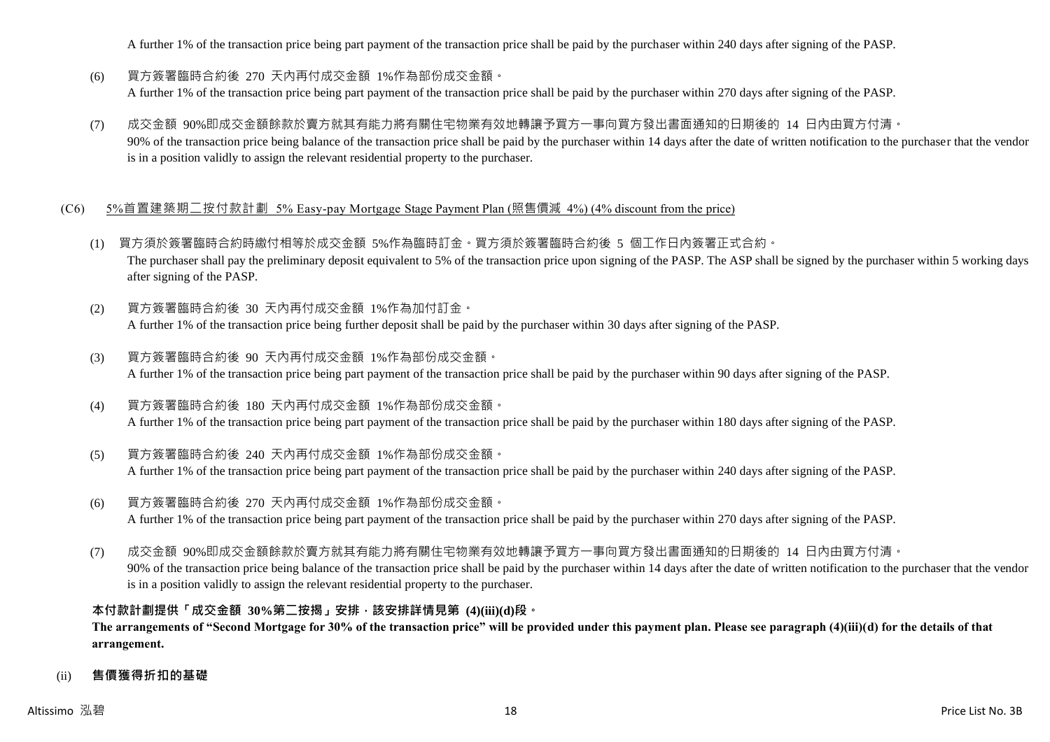A further 1% of the transaction price being part payment of the transaction price shall be paid by the purchaser within 240 days after signing of the PASP.

(6) 買方簽署臨時合約後 270 天內再付成交金額 1%作為部份成交金額。
A further 1% of the transaction price being part payment of the transaction price shall be paid by the purchaser within 270 days after signing of the PASP.

(7) 成交金額 90%即成交金額餘款於賣方就其有能力將有關住宅物業有效地轉讓予買方一事向買方發出書面通知的日期後的 14 日內由買方付清。
90% of the transaction price being balance of the transaction price shall be paid by the purchaser within 14 days after the date of written notification to the purchaser that the vendor is in a position validly to assign the relevant residential property to the purchaser.

(C6) <u>5%首置建築期二按付款計劃 5% Easy-pay Mortgage Stage Payment Plan (照售價減 4%) (4% discount from the price)</u>

(1) 買方須於簽署臨時合約時繳付相等於成交金額 5%作為臨時訂金。買方須於簽署臨時合約後 5 個工作日內簽署正式合約。
The purchaser shall pay the preliminary deposit equivalent to 5% of the transaction price upon signing of the PASP. The ASP shall be signed by the purchaser within 5 working days after signing of the PASP.

(2) 買方簽署臨時合約後 30 天內再付成交金額 1%作為加付訂金。
A further 1% of the transaction price being further deposit shall be paid by the purchaser within 30 days after signing of the PASP.

(3) 買方簽署臨時合約後 90 天內再付成交金額 1%作為部份成交金額。
A further 1% of the transaction price being part payment of the transaction price shall be paid by the purchaser within 90 days after signing of the PASP.

(4) 買方簽署臨時合約後 180 天內再付成交金額 1%作為部份成交金額。
A further 1% of the transaction price being part payment of the transaction price shall be paid by the purchaser within 180 days after signing of the PASP.

(5) 買方簽署臨時合約後 240 天內再付成交金額 1%作為部份成交金額。
A further 1% of the transaction price being part payment of the transaction price shall be paid by the purchaser within 240 days after signing of the PASP.

(6) 買方簽署臨時合約後 270 天內再付成交金額 1%作為部份成交金額。
A further 1% of the transaction price being part payment of the transaction price shall be paid by the purchaser within 270 days after signing of the PASP.

(7) 成交金額 90%即成交金額餘款於賣方就其有能力將有關住宅物業有效地轉讓予買方一事向買方發出書面通知的日期後的 14 日內由買方付清。
90% of the transaction price being balance of the transaction price shall be paid by the purchaser within 14 days after the date of written notification to the purchaser that the vendor is in a position validly to assign the relevant residential property to the purchaser.

**本付款計劃提供「成交金額 30%第二按揭」安排，該安排詳情見第 (4)(iii)(d)段。**
**The arrangements of "Second Mortgage for 30% of the transaction price" will be provided under this payment plan. Please see paragraph (4)(iii)(d) for the details of that arrangement.**

(ii) **售價獲得折扣的基礎**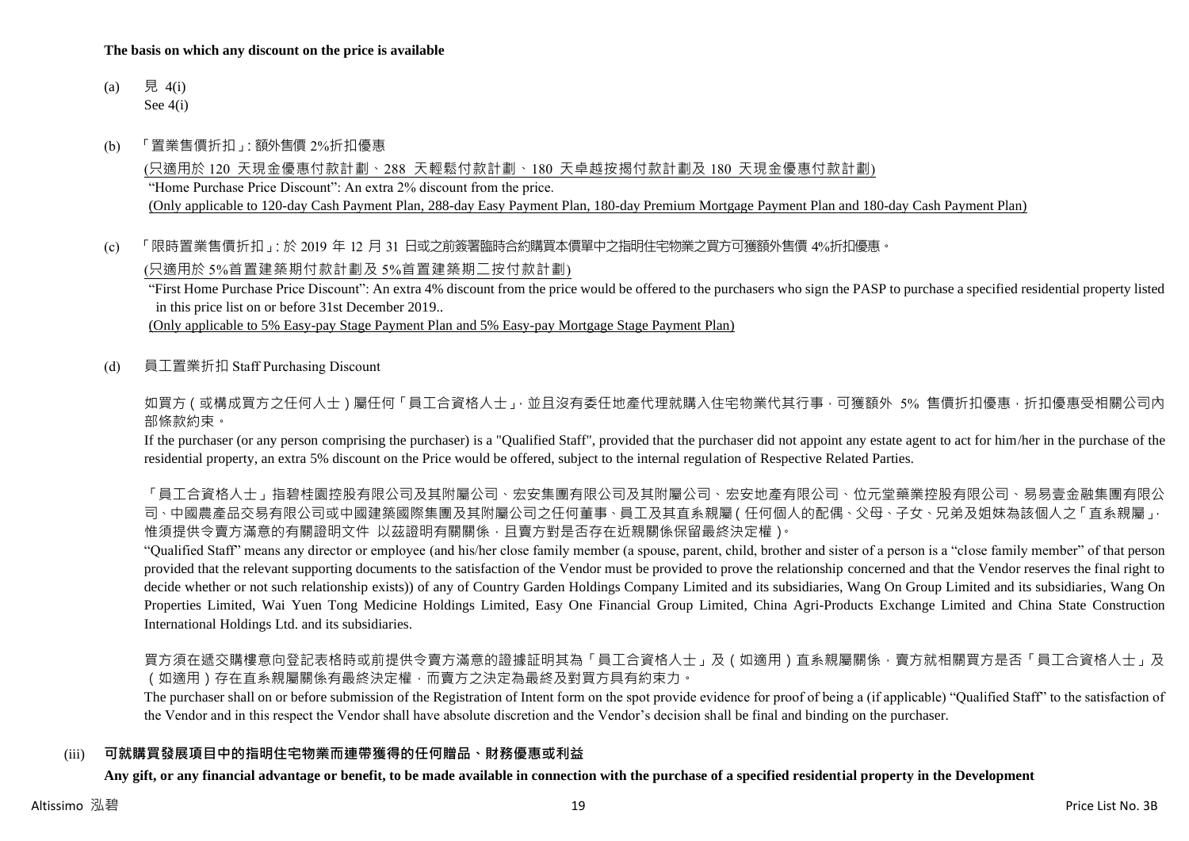**The basis on which any discount on the price is available**

(a) 見 4(i)
See 4(i)

(b) 「置業售價折扣」: 額外售價 2%折扣優惠

<u>(只適用於 120 天現金優惠付款計劃、288 天輕鬆付款計劃、180 天卓越按揭付款計劃及 180 天現金優惠付款計劃)</u>

"Home Purchase Price Discount": An extra 2% discount from the price.

<u>(Only applicable to 120-day Cash Payment Plan, 288-day Easy Payment Plan, 180-day Premium Mortgage Payment Plan and 180-day Cash Payment Plan)</u>

(c) 「限時置業售價折扣」: 於 2019 年 12 月 31 日或之前簽署臨時合約購買本價單中之指明住宅物業之買方可獲額外售價 4%折扣優惠。

<u>(只適用於 5%首置建築期付款計劃及 5%首置建築期二按付款計劃)</u>

"First Home Purchase Price Discount": An extra 4% discount from the price would be offered to the purchasers who sign the PASP to purchase a specified residential property listed in this price list on or before 31st December 2019..

<u>(Only applicable to 5% Easy-pay Stage Payment Plan and 5% Easy-pay Mortgage Stage Payment Plan)</u>

(d) 員工置業折扣 Staff Purchasing Discount

如買方（或構成買方之任何人士）屬任何「員工合資格人士」，並且沒有委任地產代理就購入住宅物業代其行事，可獲額外 5% 售價折扣優惠，折扣優惠受相關公司內部條款約束。

If the purchaser (or any person comprising the purchaser) is a "Qualified Staff", provided that the purchaser did not appoint any estate agent to act for him/her in the purchase of the residential property, an extra 5% discount on the Price would be offered, subject to the internal regulation of Respective Related Parties.

「員工合資格人士」指碧桂園控股有限公司及其附屬公司、宏安集團有限公司及其附屬公司、宏安地產有限公司、位元堂藥業控股有限公司、易易壹金融集團有限公司、中國農產品交易有限公司或中國建築國際集團及其附屬公司之任何董事、員工及其直系親屬（任何個人的配偶、父母、子女、兄弟及姐妹為該個人之「直系親屬」，惟須提供令賣方滿意的有關證明文件 以茲證明有關關係，且賣方對是否存在近親關係保留最終決定權）。

"Qualified Staff" means any director or employee (and his/her close family member (a spouse, parent, child, brother and sister of a person is a "close family member" of that person provided that the relevant supporting documents to the satisfaction of the Vendor must be provided to prove the relationship concerned and that the Vendor reserves the final right to decide whether or not such relationship exists)) of any of Country Garden Holdings Company Limited and its subsidiaries, Wang On Group Limited and its subsidiaries, Wang On Properties Limited, Wai Yuen Tong Medicine Holdings Limited, Easy One Financial Group Limited, China Agri-Products Exchange Limited and China State Construction International Holdings Ltd. and its subsidiaries.

買方須在遞交購樓意向登記表格時或前提供令賣方滿意的證據証明其為「員工合資格人士」及（如適用）直系親屬關係，賣方就相關買方是否「員工合資格人士」及（如適用）存在直系親屬關係有最終決定權，而賣方之決定為最終及對買方具有約束力。

The purchaser shall on or before submission of the Registration of Intent form on the spot provide evidence for proof of being a (if applicable) "Qualified Staff" to the satisfaction of the Vendor and in this respect the Vendor shall have absolute discretion and the Vendor's decision shall be final and binding on the purchaser.

(iii) **可就購買發展項目中的指明住宅物業而連帶獲得的任何贈品、財務優惠或利益**

**Any gift, or any financial advantage or benefit, to be made available in connection with the purchase of a specified residential property in the Development**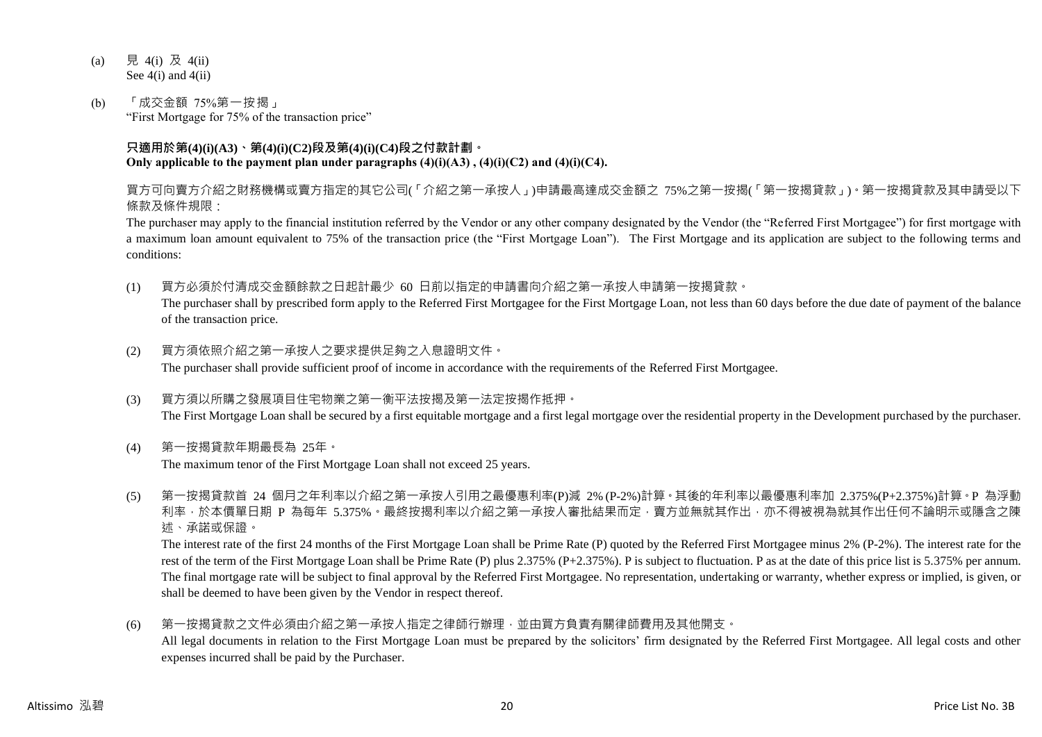(a) 見 4(i) 及 4(ii)
See 4(i) and 4(ii)

(b) 「成交金額 75%第一按揭」
"First Mortgage for 75% of the transaction price"

**只適用於第(4)(i)(A3)、第(4)(i)(C2)段及第(4)(i)(C4)段之付款計劃。**
**Only applicable to the payment plan under paragraphs (4)(i)(A3) , (4)(i)(C2) and (4)(i)(C4).**

買方可向賣方介紹之財務機構或賣方指定的其它公司(「介紹之第一承按人」)申請最高達成交金額之 75%之第一按揭(「第一按揭貸款」)。第一按揭貸款及其申請受以下條款及條件規限：

The purchaser may apply to the financial institution referred by the Vendor or any other company designated by the Vendor (the "Referred First Mortgagee") for first mortgage with a maximum loan amount equivalent to 75% of the transaction price (the "First Mortgage Loan"). The First Mortgage and its application are subject to the following terms and conditions:

(1) 買方必須於付清成交金額餘款之日起計最少 60 日前以指定的申請書向介紹之第一承按人申請第一按揭貸款。
The purchaser shall by prescribed form apply to the Referred First Mortgagee for the First Mortgage Loan, not less than 60 days before the due date of payment of the balance of the transaction price.

(2) 買方須依照介紹之第一承按人之要求提供足夠之入息證明文件。
The purchaser shall provide sufficient proof of income in accordance with the requirements of the Referred First Mortgagee.

(3) 買方須以所購之發展項目住宅物業之第一衡平法按揭及第一法定按揭作抵押。
The First Mortgage Loan shall be secured by a first equitable mortgage and a first legal mortgage over the residential property in the Development purchased by the purchaser.

(4) 第一按揭貸款年期最長為 25年。
The maximum tenor of the First Mortgage Loan shall not exceed 25 years.

(5) 第一按揭貸款首 24 個月之年利率以介紹之第一承按人引用之最優惠利率(P)減 2% (P-2%)計算。其後的年利率以最優惠利率加 2.375%(P+2.375%)計算。P 為浮動利率，於本價單日期 P 為每年 5.375%。最終按揭利率以介紹之第一承按人審批結果而定，賣方並無就其作出，亦不得被視為就其作出任何不論明示或隱含之陳述、承諾或保證。
The interest rate of the first 24 months of the First Mortgage Loan shall be Prime Rate (P) quoted by the Referred First Mortgagee minus 2% (P-2%). The interest rate for the rest of the term of the First Mortgage Loan shall be Prime Rate (P) plus 2.375% (P+2.375%). P is subject to fluctuation. P as at the date of this price list is 5.375% per annum. The final mortgage rate will be subject to final approval by the Referred First Mortgagee. No representation, undertaking or warranty, whether express or implied, is given, or shall be deemed to have been given by the Vendor in respect thereof.

(6) 第一按揭貸款之文件必須由介紹之第一承按人指定之律師行辦理，並由買方負責有關律師費用及其他開支。
All legal documents in relation to the First Mortgage Loan must be prepared by the solicitors' firm designated by the Referred First Mortgagee. All legal costs and other expenses incurred shall be paid by the Purchaser.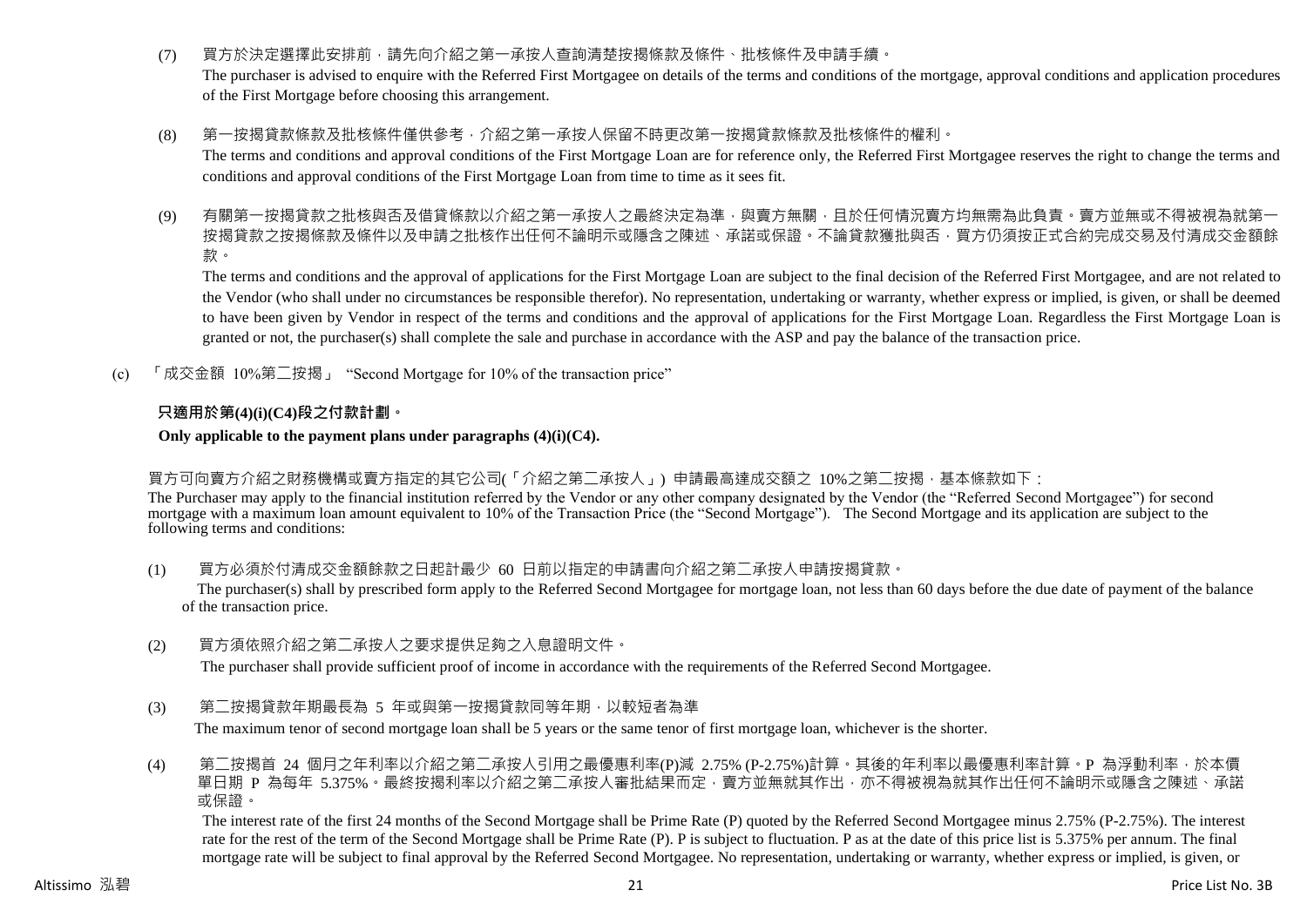(7) 買方於決定選擇此安排前，請先向介紹之第一承按人查詢清楚按揭條款及條件、批核條件及申請手續。

The purchaser is advised to enquire with the Referred First Mortgagee on details of the terms and conditions of the mortgage, approval conditions and application procedures of the First Mortgage before choosing this arrangement.

(8) 第一按揭貸款條款及批核條件僅供參考，介紹之第一承按人保留不時更改第一按揭貸款條款及批核條件的權利。

The terms and conditions and approval conditions of the First Mortgage Loan are for reference only, the Referred First Mortgagee reserves the right to change the terms and conditions and approval conditions of the First Mortgage Loan from time to time as it sees fit.

(9) 有關第一按揭貸款之批核與否及借貸條款以介紹之第一承按人之最終決定為準，與賣方無關，且於任何情況賣方均無需為此負責。賣方並無或不得被視為就第一按揭貸款之按揭條款及條件以及申請之批核作出任何不論明示或隱含之陳述、承諾或保證。不論貸款獲批與否，買方仍須按正式合約完成交易及付清成交金額餘款。

The terms and conditions and the approval of applications for the First Mortgage Loan are subject to the final decision of the Referred First Mortgagee, and are not related to the Vendor (who shall under no circumstances be responsible therefor). No representation, undertaking or warranty, whether express or implied, is given, or shall be deemed to have been given by Vendor in respect of the terms and conditions and the approval of applications for the First Mortgage Loan. Regardless the First Mortgage Loan is granted or not, the purchaser(s) shall complete the sale and purchase in accordance with the ASP and pay the balance of the transaction price.

(c) 「成交金額 10%第二按揭」 "Second Mortgage for 10% of the transaction price"

**只適用於第(4)(i)(C4)段之付款計劃。**

**Only applicable to the payment plans under paragraphs (4)(i)(C4).**

買方可向賣方介紹之財務機構或賣方指定的其它公司(「介紹之第二承按人」) 申請最高達成交額之 10%之第二按揭，基本條款如下：

The Purchaser may apply to the financial institution referred by the Vendor or any other company designated by the Vendor (the "Referred Second Mortgagee") for second mortgage with a maximum loan amount equivalent to 10% of the Transaction Price (the "Second Mortgage"). The Second Mortgage and its application are subject to the following terms and conditions:

(1) 買方必須於付清成交金額餘款之日起計最少 60 日前以指定的申請書向介紹之第二承按人申請按揭貸款。

The purchaser(s) shall by prescribed form apply to the Referred Second Mortgagee for mortgage loan, not less than 60 days before the due date of payment of the balance of the transaction price.

(2) 買方須依照介紹之第二承按人之要求提供足夠之入息證明文件。

The purchaser shall provide sufficient proof of income in accordance with the requirements of the Referred Second Mortgagee.

(3) 第二按揭貸款年期最長為 5 年或與第一按揭貸款同等年期，以較短者為準

The maximum tenor of second mortgage loan shall be 5 years or the same tenor of first mortgage loan, whichever is the shorter.

(4) 第二按揭首 24 個月之年利率以介紹之第二承按人引用之最優惠利率(P)減 2.75% (P-2.75%)計算。其後的年利率以最優惠利率計算。P 為浮動利率，於本價單日期 P 為每年 5.375%。最終按揭利率以介紹之第二承按人審批結果而定，賣方並無就其作出，亦不得被視為就其作出任何不論明示或隱含之陳述、承諾或保證。

The interest rate of the first 24 months of the Second Mortgage shall be Prime Rate (P) quoted by the Referred Second Mortgagee minus 2.75% (P-2.75%). The interest rate for the rest of the term of the Second Mortgage shall be Prime Rate (P). P is subject to fluctuation. P as at the date of this price list is 5.375% per annum. The final mortgage rate will be subject to final approval by the Referred Second Mortgagee. No representation, undertaking or warranty, whether express or implied, is given, or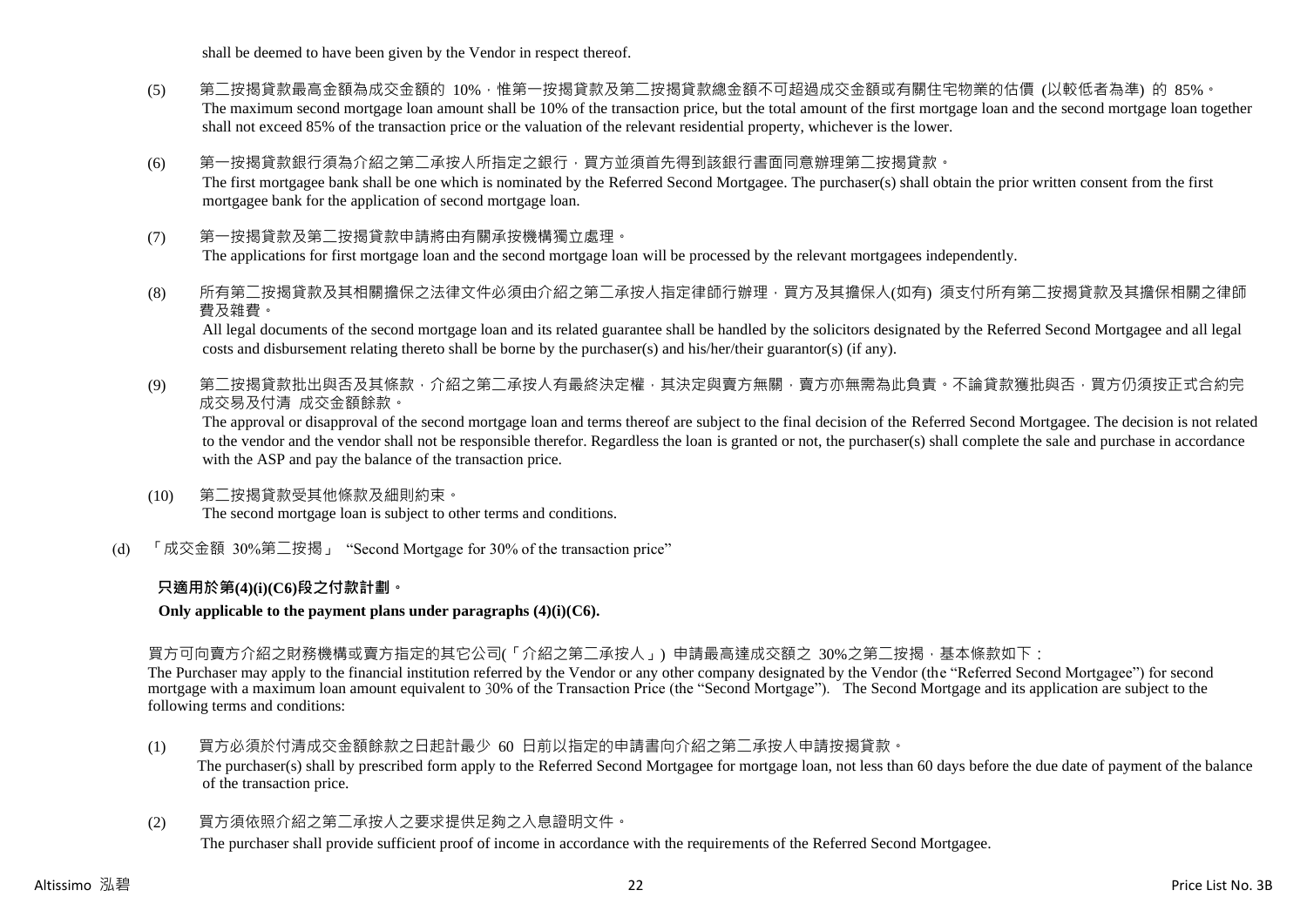shall be deemed to have been given by the Vendor in respect thereof.

(5) 第二按揭貸款最高金額為成交金額的 10%，惟第一按揭貸款及第二按揭貸款總金額不可超過成交金額或有關住宅物業的估價 (以較低者為準) 的 85%。
The maximum second mortgage loan amount shall be 10% of the transaction price, but the total amount of the first mortgage loan and the second mortgage loan together shall not exceed 85% of the transaction price or the valuation of the relevant residential property, whichever is the lower.

(6) 第一按揭貸款銀行須為介紹之第二承按人所指定之銀行，買方並須首先得到該銀行書面同意辦理第二按揭貸款。
The first mortgagee bank shall be one which is nominated by the Referred Second Mortgagee. The purchaser(s) shall obtain the prior written consent from the first mortgagee bank for the application of second mortgage loan.

(7) 第一按揭貸款及第二按揭貸款申請將由有關承按機構獨立處理。
The applications for first mortgage loan and the second mortgage loan will be processed by the relevant mortgagees independently.

(8) 所有第二按揭貸款及其相關擔保之法律文件必須由介紹之第二承按人指定律師行辦理，買方及其擔保人(如有) 須支付所有第二按揭貸款及其擔保相關之律師費及雜費。
All legal documents of the second mortgage loan and its related guarantee shall be handled by the solicitors designated by the Referred Second Mortgagee and all legal costs and disbursement relating thereto shall be borne by the purchaser(s) and his/her/their guarantor(s) (if any).

(9) 第二按揭貸款批出與否及其條款，介紹之第二承按人有最終決定權，其決定與賣方無關，賣方亦無需為此負責。不論貸款獲批與否，買方仍須按正式合約完成交易及付清 成交金額餘款。
The approval or disapproval of the second mortgage loan and terms thereof are subject to the final decision of the Referred Second Mortgagee. The decision is not related to the vendor and the vendor shall not be responsible therefor. Regardless the loan is granted or not, the purchaser(s) shall complete the sale and purchase in accordance with the ASP and pay the balance of the transaction price.

(10) 第二按揭貸款受其他條款及細則約束。
The second mortgage loan is subject to other terms and conditions.

(d) 「成交金額 30%第二按揭」 "Second Mortgage for 30% of the transaction price"

**只適用於第(4)(i)(C6)段之付款計劃。**

**Only applicable to the payment plans under paragraphs (4)(i)(C6).**

買方可向賣方介紹之財務機構或賣方指定的其它公司(「介紹之第二承按人」) 申請最高達成交額之 30%之第二按揭，基本條款如下：
The Purchaser may apply to the financial institution referred by the Vendor or any other company designated by the Vendor (the "Referred Second Mortgagee") for second mortgage with a maximum loan amount equivalent to 30% of the Transaction Price (the "Second Mortgage"). The Second Mortgage and its application are subject to the following terms and conditions:

(1) 買方必須於付清成交金額餘款之日起計最少 60 日前以指定的申請書向介紹之第二承按人申請按揭貸款。
The purchaser(s) shall by prescribed form apply to the Referred Second Mortgagee for mortgage loan, not less than 60 days before the due date of payment of the balance of the transaction price.

(2) 買方須依照介紹之第二承按人之要求提供足夠之入息證明文件。
The purchaser shall provide sufficient proof of income in accordance with the requirements of the Referred Second Mortgagee.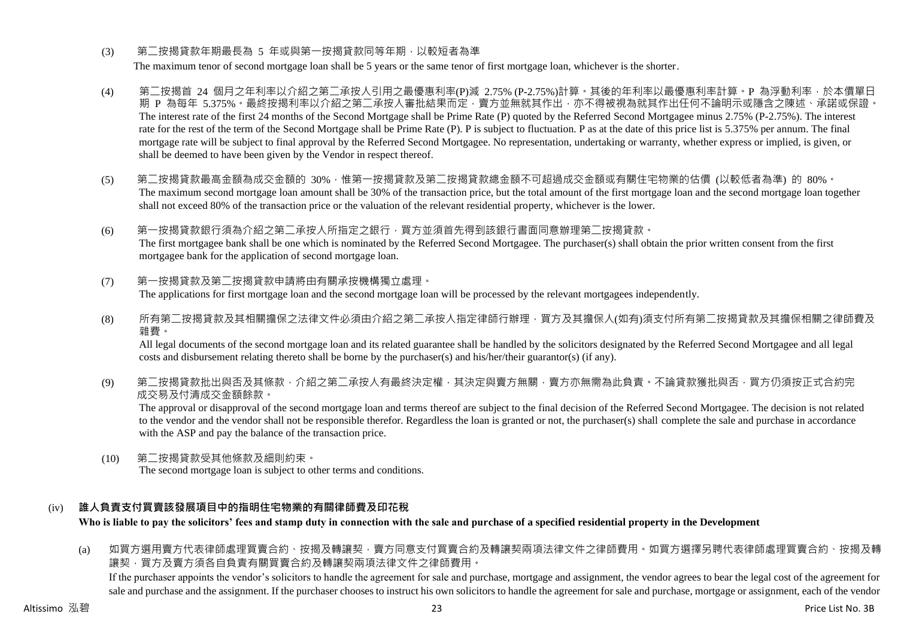(3) 第二按揭貸款年期最長為 5 年或與第一按揭貸款同等年期，以較短者為準

The maximum tenor of second mortgage loan shall be 5 years or the same tenor of first mortgage loan, whichever is the shorter.

(4) 第二按揭首 24 個月之年利率以介紹之第二承按人引用之最優惠利率(P)減 2.75% (P-2.75%)計算。其後的年利率以最優惠利率計算。P 為浮動利率，於本價單日期 P 為每年 5.375%。最終按揭利率以介紹之第二承按人審批結果而定，賣方並無就其作出，亦不得被視為就其作出任何不論明示或隱含之陳述、承諾或保證。

The interest rate of the first 24 months of the Second Mortgage shall be Prime Rate (P) quoted by the Referred Second Mortgagee minus 2.75% (P-2.75%). The interest rate for the rest of the term of the Second Mortgage shall be Prime Rate (P). P is subject to fluctuation. P as at the date of this price list is 5.375% per annum. The final mortgage rate will be subject to final approval by the Referred Second Mortgagee. No representation, undertaking or warranty, whether express or implied, is given, or shall be deemed to have been given by the Vendor in respect thereof.

(5) 第二按揭貸款最高金額為成交金額的 30%，惟第一按揭貸款及第二按揭貸款總金額不可超過成交金額或有關住宅物業的估價 (以較低者為準) 的 80%。

The maximum second mortgage loan amount shall be 30% of the transaction price, but the total amount of the first mortgage loan and the second mortgage loan together shall not exceed 80% of the transaction price or the valuation of the relevant residential property, whichever is the lower.

(6) 第一按揭貸款銀行須為介紹之第二承按人所指定之銀行，買方並須首先得到該銀行書面同意辦理第二按揭貸款。

The first mortgagee bank shall be one which is nominated by the Referred Second Mortgagee. The purchaser(s) shall obtain the prior written consent from the first mortgagee bank for the application of second mortgage loan.

(7) 第一按揭貸款及第二按揭貸款申請將由有關承按機構獨立處理。

The applications for first mortgage loan and the second mortgage loan will be processed by the relevant mortgagees independently.

(8) 所有第二按揭貸款及其相關擔保之法律文件必須由介紹之第二承按人指定律師行辦理，買方及其擔保人(如有)須支付所有第二按揭貸款及其擔保相關之律師費及雜費。

All legal documents of the second mortgage loan and its related guarantee shall be handled by the solicitors designated by the Referred Second Mortgagee and all legal costs and disbursement relating thereto shall be borne by the purchaser(s) and his/her/their guarantor(s) (if any).

(9) 第二按揭貸款批出與否及其條款，介紹之第二承按人有最終決定權，其決定與賣方無關，賣方亦無需為此負責。不論貸款獲批與否，買方仍須按正式合約完成交易及付清成交金額餘款。

The approval or disapproval of the second mortgage loan and terms thereof are subject to the final decision of the Referred Second Mortgagee. The decision is not related to the vendor and the vendor shall not be responsible therefor. Regardless the loan is granted or not, the purchaser(s) shall complete the sale and purchase in accordance with the ASP and pay the balance of the transaction price.

(10) 第二按揭貸款受其他條款及細則約束。

The second mortgage loan is subject to other terms and conditions.

### (iv) 誰人負責支付買賣該發展項目中的指明住宅物業的有關律師費及印花稅

**Who is liable to pay the solicitors' fees and stamp duty in connection with the sale and purchase of a specified residential property in the Development**

(a) 如買方選用賣方代表律師處理買賣合約、按揭及轉讓契，賣方同意支付買賣合約及轉讓契兩項法律文件之律師費用。如買方選擇另聘代表律師處理買賣合約、按揭及轉讓契，買方及賣方須各自負責有關買賣合約及轉讓契兩項法律文件之律師費用。

If the purchaser appoints the vendor's solicitors to handle the agreement for sale and purchase, mortgage and assignment, the vendor agrees to bear the legal cost of the agreement for sale and purchase and the assignment. If the purchaser chooses to instruct his own solicitors to handle the agreement for sale and purchase, mortgage or assignment, each of the vendor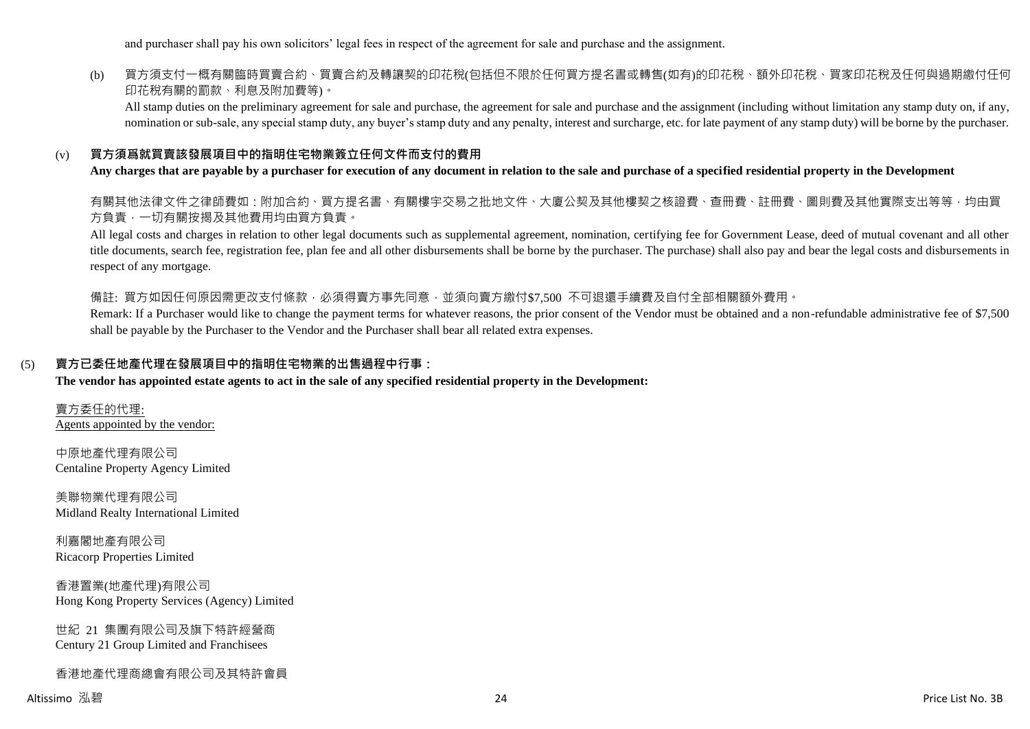and purchaser shall pay his own solicitors' legal fees in respect of the agreement for sale and purchase and the assignment.

(b) 買方須支付一概有關臨時買賣合約、買賣合約及轉讓契的印花稅(包括但不限於任何買方提名書或轉售(如有)的印花稅、額外印花稅、買家印花稅及任何與過期繳付任何印花稅有關的罰款、利息及附加費等)。

All stamp duties on the preliminary agreement for sale and purchase, the agreement for sale and purchase and the assignment (including without limitation any stamp duty on, if any, nomination or sub-sale, any special stamp duty, any buyer's stamp duty and any penalty, interest and surcharge, etc. for late payment of any stamp duty) will be borne by the purchaser.

### (v) 買方須爲就買賣該發展項目中的指明住宅物業簽立任何文件而支付的費用

**Any charges that are payable by a purchaser for execution of any document in relation to the sale and purchase of a specified residential property in the Development**

有關其他法律文件之律師費如：附加合約、買方提名書、有關樓宇交易之批地文件、大廈公契及其他樓契之核證費、查冊費、註冊費、圖則費及其他實際支出等等，均由買方負責，一切有關按揭及其他費用均由買方負責。

All legal costs and charges in relation to other legal documents such as supplemental agreement, nomination, certifying fee for Government Lease, deed of mutual covenant and all other title documents, search fee, registration fee, plan fee and all other disbursements shall be borne by the purchaser. The purchase) shall also pay and bear the legal costs and disbursements in respect of any mortgage.

備註: 買方如因任何原因需更改支付條款，必須得賣方事先同意，並須向賣方繳付$7,500 不可退還手續費及自付全部相關額外費用。

Remark: If a Purchaser would like to change the payment terms for whatever reasons, the prior consent of the Vendor must be obtained and a non-refundable administrative fee of $7,500 shall be payable by the Purchaser to the Vendor and the Purchaser shall bear all related extra expenses.

## (5) 賣方已委任地產代理在發展項目中的指明住宅物業的出售過程中行事：

**The vendor has appointed estate agents to act in the sale of any specified residential property in the Development:**

賣方委任的代理:
Agents appointed by the vendor:

中原地產代理有限公司
Centaline Property Agency Limited

美聯物業代理有限公司
Midland Realty International Limited

利嘉閣地產有限公司
Ricacorp Properties Limited

香港置業(地產代理)有限公司
Hong Kong Property Services (Agency) Limited

世紀 21 集團有限公司及旗下特許經營商
Century 21 Group Limited and Franchisees

香港地產代理商總會有限公司及其特許會員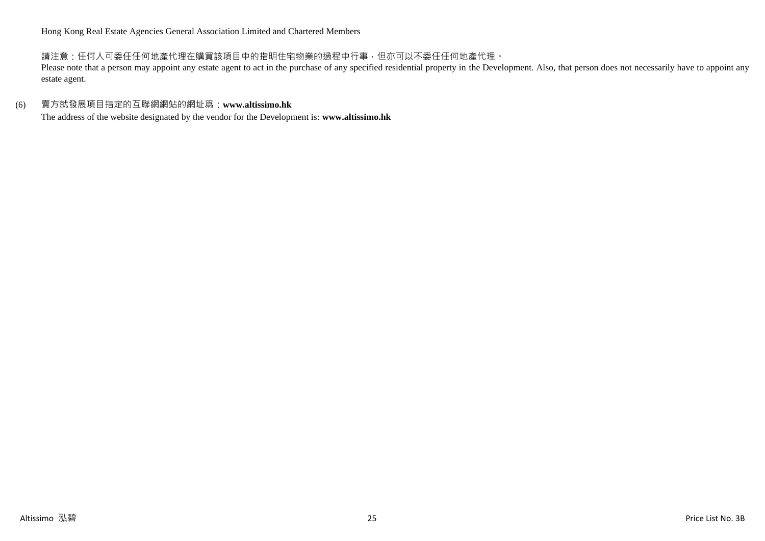Hong Kong Real Estate Agencies General Association Limited and Chartered Members

請注意：任何人可委任任何地產代理在購買該項目中的指明住宅物業的過程中行事，但亦可以不委任任何地產代理。

Please note that a person may appoint any estate agent to act in the purchase of any specified residential property in the Development. Also, that person does not necessarily have to appoint any estate agent.

(6) 賣方就發展項目指定的互聯網網站的網址爲：**www.altissimo.hk**

The address of the website designated by the vendor for the Development is: **www.altissimo.hk**